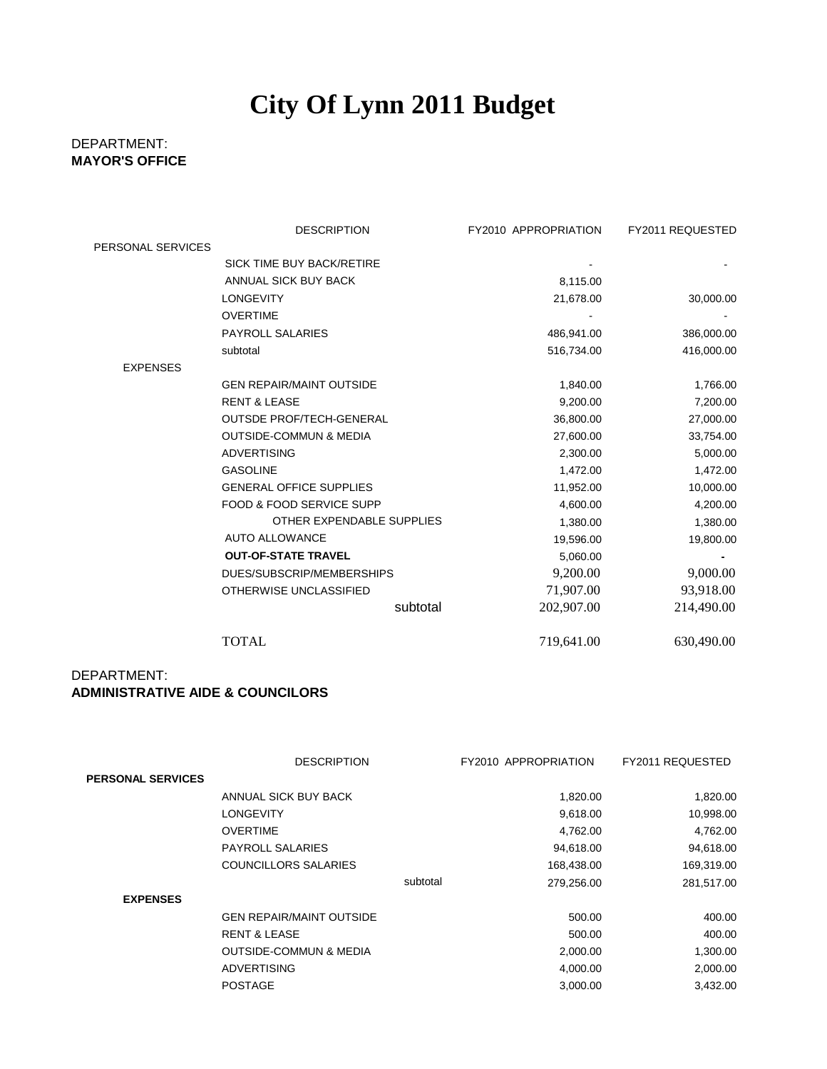# City Of Lynn 2011 Budget

DEPARTMENT:
**MAYOR'S OFFICE**

| | DESCRIPTION | FY2010 APPROPRIATION | FY2011 REQUESTED |
|---|---|---|---|
| PERSONAL SERVICES | | | |
| | SICK TIME BUY BACK/RETIRE | - | - |
| | ANNUAL SICK BUY BACK | 8,115.00 | |
| | LONGEVITY | 21,678.00 | 30,000.00 |
| | OVERTIME | - | - |
| | PAYROLL SALARIES | 486,941.00 | 386,000.00 |
| | subtotal | 516,734.00 | 416,000.00 |
| EXPENSES | | | |
| | GEN REPAIR/MAINT OUTSIDE | 1,840.00 | 1,766.00 |
| | RENT & LEASE | 9,200.00 | 7,200.00 |
| | OUTSDE PROF/TECH-GENERAL | 36,800.00 | 27,000.00 |
| | OUTSIDE-COMMUN & MEDIA | 27,600.00 | 33,754.00 |
| | ADVERTISING | 2,300.00 | 5,000.00 |
| | GASOLINE | 1,472.00 | 1,472.00 |
| | GENERAL OFFICE SUPPLIES | 11,952.00 | 10,000.00 |
| | FOOD & FOOD SERVICE SUPP | 4,600.00 | 4,200.00 |
| | OTHER EXPENDABLE SUPPLIES | 1,380.00 | 1,380.00 |
| | AUTO ALLOWANCE | 19,596.00 | 19,800.00 |
| | **OUT-OF-STATE TRAVEL** | 5,060.00 | **-** |
| | DUES/SUBSCRIP/MEMBERSHIPS | 9,200.00 | 9,000.00 |
| | OTHERWISE UNCLASSIFIED | 71,907.00 | 93,918.00 |
| | subtotal | 202,907.00 | 214,490.00 |
| | TOTAL | 719,641.00 | 630,490.00 |

DEPARTMENT:
**ADMINISTRATIVE AIDE & COUNCILORS**

| | DESCRIPTION | FY2010 APPROPRIATION | FY2011 REQUESTED |
|---|---|---|---|
| **PERSONAL SERVICES** | | | |
| | ANNUAL SICK BUY BACK | 1,820.00 | 1,820.00 |
| | LONGEVITY | 9,618.00 | 10,998.00 |
| | OVERTIME | 4,762.00 | 4,762.00 |
| | PAYROLL SALARIES | 94,618.00 | 94,618.00 |
| | COUNCILLORS SALARIES | 168,438.00 | 169,319.00 |
| | subtotal | 279,256.00 | 281,517.00 |
| **EXPENSES** | | | |
| | GEN REPAIR/MAINT OUTSIDE | 500.00 | 400.00 |
| | RENT & LEASE | 500.00 | 400.00 |
| | OUTSIDE-COMMUN & MEDIA | 2,000.00 | 1,300.00 |
| | ADVERTISING | 4,000.00 | 2,000.00 |
| | POSTAGE | 3,000.00 | 3,432.00 |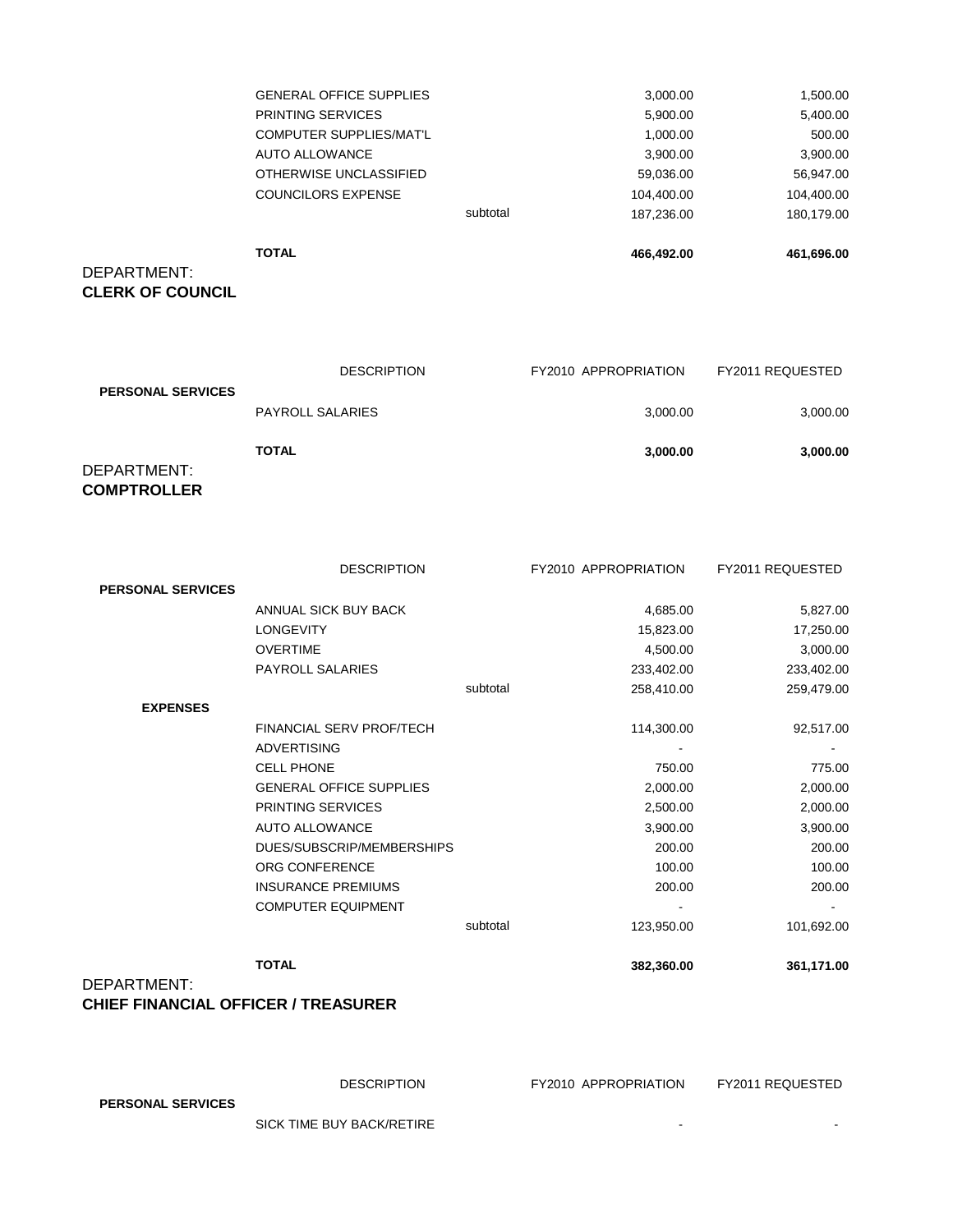| | | | | |
|---|---|---|---|---|
| | GENERAL OFFICE SUPPLIES | | 3,000.00 | 1,500.00 |
| | PRINTING SERVICES | | 5,900.00 | 5,400.00 |
| | COMPUTER SUPPLIES/MAT'L | | 1,000.00 | 500.00 |
| | AUTO ALLOWANCE | | 3,900.00 | 3,900.00 |
| | OTHERWISE UNCLASSIFIED | | 59,036.00 | 56,947.00 |
| | COUNCILORS EXPENSE | | 104,400.00 | 104,400.00 |
| | | subtotal | 187,236.00 | 180,179.00 |
| | **TOTAL** | | **466,492.00** | **461,696.00** |

DEPARTMENT:
**CLERK OF COUNCIL**

| | DESCRIPTION | FY2010 APPROPRIATION | FY2011 REQUESTED |
|---|---|---|---|
| **PERSONAL SERVICES** | | | |
| | PAYROLL SALARIES | 3,000.00 | 3,000.00 |
| | **TOTAL** | **3,000.00** | **3,000.00** |

DEPARTMENT:
**COMPTROLLER**

| | DESCRIPTION | | FY2010 APPROPRIATION | FY2011 REQUESTED |
|---|---|---|---|---|
| **PERSONAL SERVICES** | | | | |
| | ANNUAL SICK BUY BACK | | 4,685.00 | 5,827.00 |
| | LONGEVITY | | 15,823.00 | 17,250.00 |
| | OVERTIME | | 4,500.00 | 3,000.00 |
| | PAYROLL SALARIES | | 233,402.00 | 233,402.00 |
| | | subtotal | 258,410.00 | 259,479.00 |
| **EXPENSES** | | | | |
| | FINANCIAL SERV PROF/TECH | | 114,300.00 | 92,517.00 |
| | ADVERTISING | | - | - |
| | CELL PHONE | | 750.00 | 775.00 |
| | GENERAL OFFICE SUPPLIES | | 2,000.00 | 2,000.00 |
| | PRINTING SERVICES | | 2,500.00 | 2,000.00 |
| | AUTO ALLOWANCE | | 3,900.00 | 3,900.00 |
| | DUES/SUBSCRIP/MEMBERSHIPS | | 200.00 | 200.00 |
| | ORG CONFERENCE | | 100.00 | 100.00 |
| | INSURANCE PREMIUMS | | 200.00 | 200.00 |
| | COMPUTER EQUIPMENT | | - | - |
| | | subtotal | 123,950.00 | 101,692.00 |
| | **TOTAL** | | **382,360.00** | **361,171.00** |

DEPARTMENT:
**CHIEF FINANCIAL OFFICER / TREASURER**

| | DESCRIPTION | FY2010 APPROPRIATION | FY2011 REQUESTED |
|---|---|---|---|
| **PERSONAL SERVICES** | | | |
| | SICK TIME BUY BACK/RETIRE | - | - |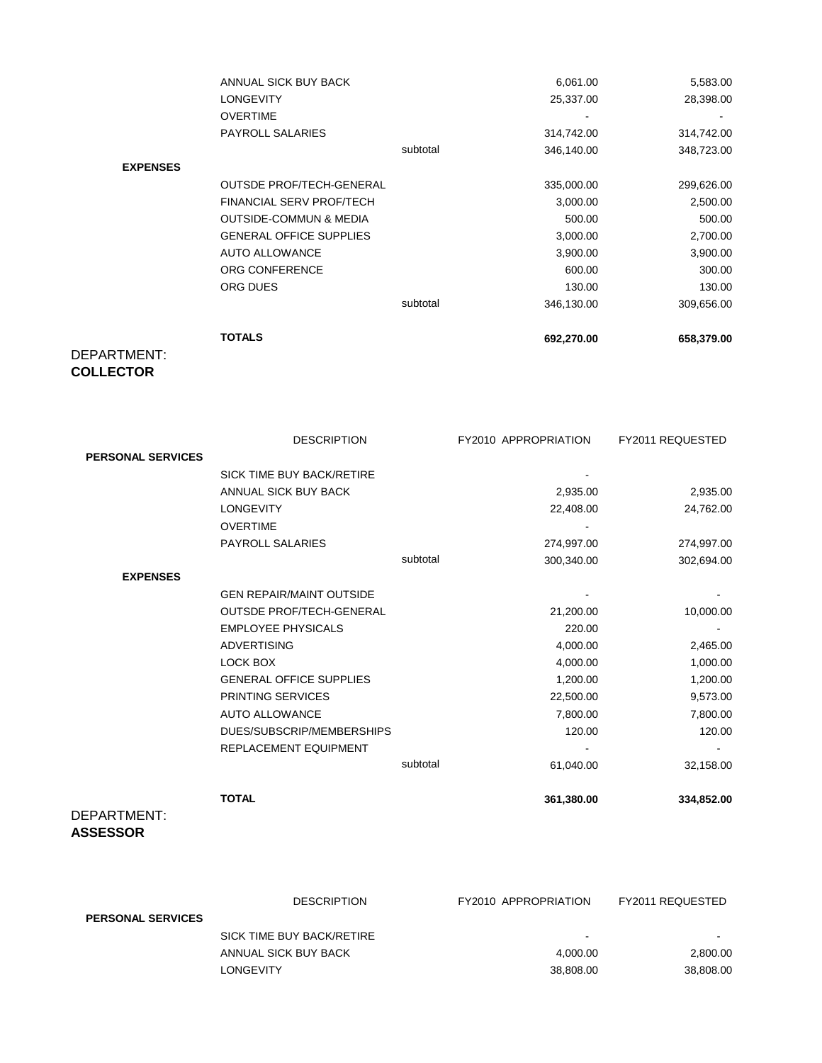| | | | | |
|---|---|---|---|---|
| | ANNUAL SICK BUY BACK | | 6,061.00 | 5,583.00 |
| | LONGEVITY | | 25,337.00 | 28,398.00 |
| | OVERTIME | | - | - |
| | PAYROLL SALARIES | | 314,742.00 | 314,742.00 |
| | | subtotal | 346,140.00 | 348,723.00 |
| **EXPENSES** | | | | |
| | OUTSDE PROF/TECH-GENERAL | | 335,000.00 | 299,626.00 |
| | FINANCIAL SERV PROF/TECH | | 3,000.00 | 2,500.00 |
| | OUTSIDE-COMMUN & MEDIA | | 500.00 | 500.00 |
| | GENERAL OFFICE SUPPLIES | | 3,000.00 | 2,700.00 |
| | AUTO ALLOWANCE | | 3,900.00 | 3,900.00 |
| | ORG CONFERENCE | | 600.00 | 300.00 |
| | ORG DUES | | 130.00 | 130.00 |
| | | subtotal | 346,130.00 | 309,656.00 |
| | **TOTALS** | | **692,270.00** | **658,379.00** |

DEPARTMENT:
**COLLECTOR**

| | DESCRIPTION | | FY2010 APPROPRIATION | FY2011 REQUESTED |
|---|---|---|---|---|
| **PERSONAL SERVICES** | | | | |
| | SICK TIME BUY BACK/RETIRE | | - | |
| | ANNUAL SICK BUY BACK | | 2,935.00 | 2,935.00 |
| | LONGEVITY | | 22,408.00 | 24,762.00 |
| | OVERTIME | | - | |
| | PAYROLL SALARIES | | 274,997.00 | 274,997.00 |
| | | subtotal | 300,340.00 | 302,694.00 |
| **EXPENSES** | | | | |
| | GEN REPAIR/MAINT OUTSIDE | | - | - |
| | OUTSDE PROF/TECH-GENERAL | | 21,200.00 | 10,000.00 |
| | EMPLOYEE PHYSICALS | | 220.00 | - |
| | ADVERTISING | | 4,000.00 | 2,465.00 |
| | LOCK BOX | | 4,000.00 | 1,000.00 |
| | GENERAL OFFICE SUPPLIES | | 1,200.00 | 1,200.00 |
| | PRINTING SERVICES | | 22,500.00 | 9,573.00 |
| | AUTO ALLOWANCE | | 7,800.00 | 7,800.00 |
| | DUES/SUBSCRIP/MEMBERSHIPS | | 120.00 | 120.00 |
| | REPLACEMENT EQUIPMENT | | - | - |
| | | subtotal | 61,040.00 | 32,158.00 |
| | **TOTAL** | | **361,380.00** | **334,852.00** |

DEPARTMENT:
**ASSESSOR**

| | DESCRIPTION | FY2010 APPROPRIATION | FY2011 REQUESTED |
|---|---|---|---|
| **PERSONAL SERVICES** | | | |
| | SICK TIME BUY BACK/RETIRE | - | - |
| | ANNUAL SICK BUY BACK | 4,000.00 | 2,800.00 |
| | LONGEVITY | 38,808.00 | 38,808.00 |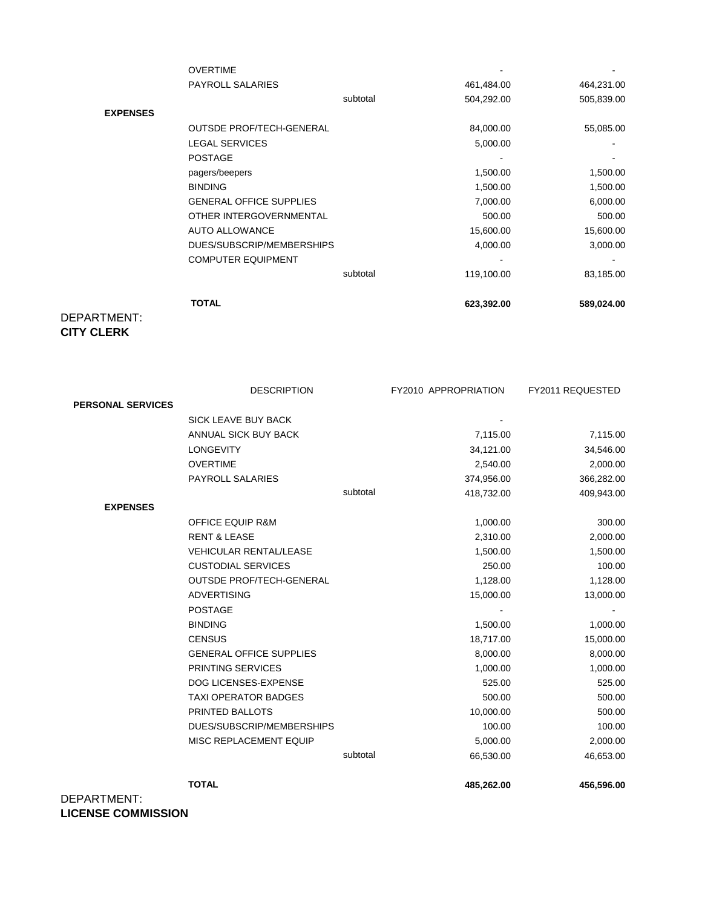| | | | | |
|---|---|---|---|---|
| | OVERTIME | | - | - |
| | PAYROLL SALARIES | | 461,484.00 | 464,231.00 |
| | | subtotal | 504,292.00 | 505,839.00 |
| **EXPENSES** | | | | |
| | OUTSDE PROF/TECH-GENERAL | | 84,000.00 | 55,085.00 |
| | LEGAL SERVICES | | 5,000.00 | - |
| | POSTAGE | | - | - |
| | pagers/beepers | | 1,500.00 | 1,500.00 |
| | BINDING | | 1,500.00 | 1,500.00 |
| | GENERAL OFFICE SUPPLIES | | 7,000.00 | 6,000.00 |
| | OTHER INTERGOVERNMENTAL | | 500.00 | 500.00 |
| | AUTO ALLOWANCE | | 15,600.00 | 15,600.00 |
| | DUES/SUBSCRIP/MEMBERSHIPS | | 4,000.00 | 3,000.00 |
| | COMPUTER EQUIPMENT | | - | - |
| | | subtotal | 119,100.00 | 83,185.00 |
| | **TOTAL** | | **623,392.00** | **589,024.00** |

DEPARTMENT:
**CITY CLERK**

| | DESCRIPTION | | FY2010 APPROPRIATION | FY2011 REQUESTED |
|---|---|---|---|---|
| **PERSONAL SERVICES** | | | | |
| | SICK LEAVE BUY BACK | | - | |
| | ANNUAL SICK BUY BACK | | 7,115.00 | 7,115.00 |
| | LONGEVITY | | 34,121.00 | 34,546.00 |
| | OVERTIME | | 2,540.00 | 2,000.00 |
| | PAYROLL SALARIES | | 374,956.00 | 366,282.00 |
| | | subtotal | 418,732.00 | 409,943.00 |
| **EXPENSES** | | | | |
| | OFFICE EQUIP R&M | | 1,000.00 | 300.00 |
| | RENT & LEASE | | 2,310.00 | 2,000.00 |
| | VEHICULAR RENTAL/LEASE | | 1,500.00 | 1,500.00 |
| | CUSTODIAL SERVICES | | 250.00 | 100.00 |
| | OUTSDE PROF/TECH-GENERAL | | 1,128.00 | 1,128.00 |
| | ADVERTISING | | 15,000.00 | 13,000.00 |
| | POSTAGE | | - | - |
| | BINDING | | 1,500.00 | 1,000.00 |
| | CENSUS | | 18,717.00 | 15,000.00 |
| | GENERAL OFFICE SUPPLIES | | 8,000.00 | 8,000.00 |
| | PRINTING SERVICES | | 1,000.00 | 1,000.00 |
| | DOG LICENSES-EXPENSE | | 525.00 | 525.00 |
| | TAXI OPERATOR BADGES | | 500.00 | 500.00 |
| | PRINTED BALLOTS | | 10,000.00 | 500.00 |
| | DUES/SUBSCRIP/MEMBERSHIPS | | 100.00 | 100.00 |
| | MISC REPLACEMENT EQUIP | | 5,000.00 | 2,000.00 |
| | | subtotal | 66,530.00 | 46,653.00 |
| | **TOTAL** | | **485,262.00** | **456,596.00** |

DEPARTMENT:
**LICENSE COMMISSION**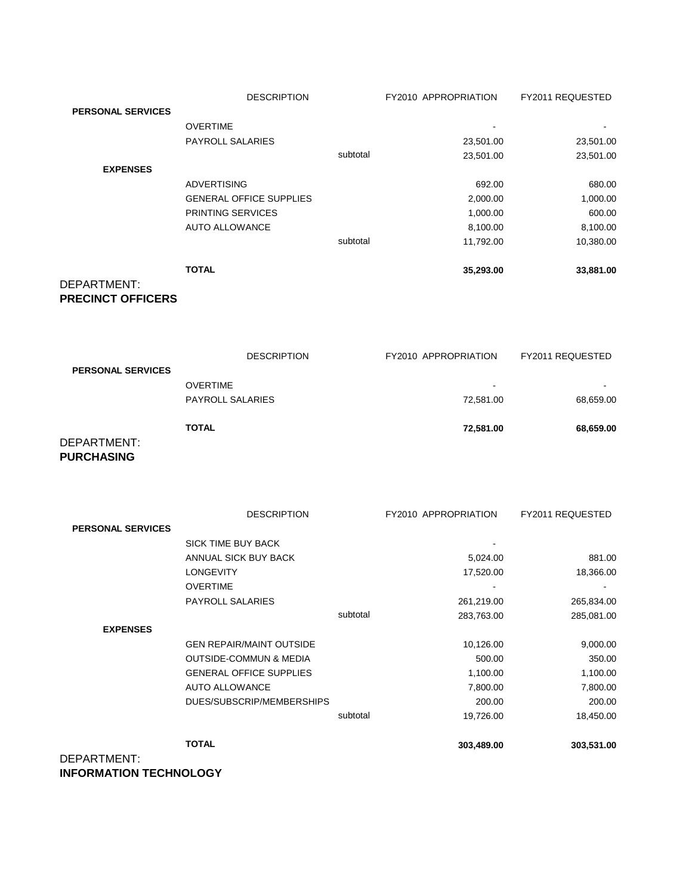| | DESCRIPTION | | FY2010 APPROPRIATION | FY2011 REQUESTED |
|---|---|---|---|---|
| **PERSONAL SERVICES** | | | | |
| | OVERTIME | | - | - |
| | PAYROLL SALARIES | | 23,501.00 | 23,501.00 |
| | | subtotal | 23,501.00 | 23,501.00 |
| **EXPENSES** | | | | |
| | ADVERTISING | | 692.00 | 680.00 |
| | GENERAL OFFICE SUPPLIES | | 2,000.00 | 1,000.00 |
| | PRINTING SERVICES | | 1,000.00 | 600.00 |
| | AUTO ALLOWANCE | | 8,100.00 | 8,100.00 |
| | | subtotal | 11,792.00 | 10,380.00 |
| | **TOTAL** | | **35,293.00** | **33,881.00** |

DEPARTMENT:
**PRECINCT OFFICERS**

| | DESCRIPTION | FY2010 APPROPRIATION | FY2011 REQUESTED |
|---|---|---|---|
| **PERSONAL SERVICES** | | | |
| | OVERTIME | - | - |
| | PAYROLL SALARIES | 72,581.00 | 68,659.00 |
| | **TOTAL** | **72,581.00** | **68,659.00** |

DEPARTMENT:
**PURCHASING**

| | DESCRIPTION | | FY2010 APPROPRIATION | FY2011 REQUESTED |
|---|---|---|---|---|
| **PERSONAL SERVICES** | | | | |
| | SICK TIME BUY BACK | | - | |
| | ANNUAL SICK BUY BACK | | 5,024.00 | 881.00 |
| | LONGEVITY | | 17,520.00 | 18,366.00 |
| | OVERTIME | | - | - |
| | PAYROLL SALARIES | | 261,219.00 | 265,834.00 |
| | | subtotal | 283,763.00 | 285,081.00 |
| **EXPENSES** | | | | |
| | GEN REPAIR/MAINT OUTSIDE | | 10,126.00 | 9,000.00 |
| | OUTSIDE-COMMUN & MEDIA | | 500.00 | 350.00 |
| | GENERAL OFFICE SUPPLIES | | 1,100.00 | 1,100.00 |
| | AUTO ALLOWANCE | | 7,800.00 | 7,800.00 |
| | DUES/SUBSCRIP/MEMBERSHIPS | | 200.00 | 200.00 |
| | | subtotal | 19,726.00 | 18,450.00 |
| | **TOTAL** | | **303,489.00** | **303,531.00** |

DEPARTMENT:
**INFORMATION TECHNOLOGY**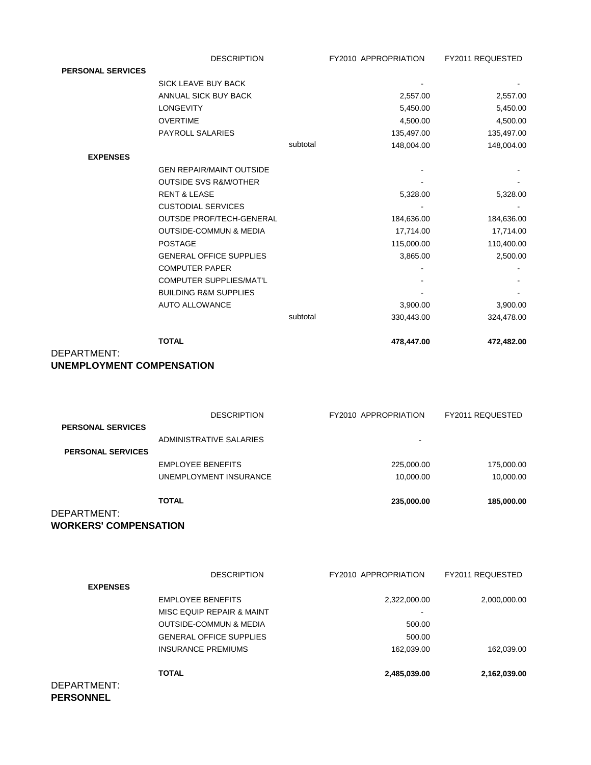| | DESCRIPTION | | FY2010 APPROPRIATION | FY2011 REQUESTED |
|---|---|---|---|---|
| **PERSONAL SERVICES** | | | | |
| | SICK LEAVE BUY BACK | | - | - |
| | ANNUAL SICK BUY BACK | | 2,557.00 | 2,557.00 |
| | LONGEVITY | | 5,450.00 | 5,450.00 |
| | OVERTIME | | 4,500.00 | 4,500.00 |
| | PAYROLL SALARIES | | 135,497.00 | 135,497.00 |
| | | subtotal | 148,004.00 | 148,004.00 |
| **EXPENSES** | | | | |
| | GEN REPAIR/MAINT OUTSIDE | | - | - |
| | OUTSIDE SVS R&M/OTHER | | - | - |
| | RENT & LEASE | | 5,328.00 | 5,328.00 |
| | CUSTODIAL SERVICES | | - | - |
| | OUTSDE PROF/TECH-GENERAL | | 184,636.00 | 184,636.00 |
| | OUTSIDE-COMMUN & MEDIA | | 17,714.00 | 17,714.00 |
| | POSTAGE | | 115,000.00 | 110,400.00 |
| | GENERAL OFFICE SUPPLIES | | 3,865.00 | 2,500.00 |
| | COMPUTER PAPER | | - | - |
| | COMPUTER SUPPLIES/MAT'L | | - | - |
| | BUILDING R&M SUPPLIES | | - | - |
| | AUTO ALLOWANCE | | 3,900.00 | 3,900.00 |
| | | subtotal | 330,443.00 | 324,478.00 |
| | **TOTAL** | | **478,447.00** | **472,482.00** |

DEPARTMENT:
**UNEMPLOYMENT COMPENSATION**

| | DESCRIPTION | FY2010 APPROPRIATION | FY2011 REQUESTED |
|---|---|---|---|
| **PERSONAL SERVICES** | | | |
| | ADMINISTRATIVE SALARIES | - | |
| **PERSONAL SERVICES** | | | |
| | EMPLOYEE BENEFITS | 225,000.00 | 175,000.00 |
| | UNEMPLOYMENT INSURANCE | 10,000.00 | 10,000.00 |
| | **TOTAL** | **235,000.00** | **185,000.00** |

DEPARTMENT:
**WORKERS' COMPENSATION**

| | DESCRIPTION | FY2010 APPROPRIATION | FY2011 REQUESTED |
|---|---|---|---|
| **EXPENSES** | | | |
| | EMPLOYEE BENEFITS | 2,322,000.00 | 2,000,000.00 |
| | MISC EQUIP REPAIR & MAINT | - | |
| | OUTSIDE-COMMUN & MEDIA | 500.00 | |
| | GENERAL OFFICE SUPPLIES | 500.00 | |
| | INSURANCE PREMIUMS | 162,039.00 | 162,039.00 |
| | **TOTAL** | **2,485,039.00** | **2,162,039.00** |

DEPARTMENT:
**PERSONNEL**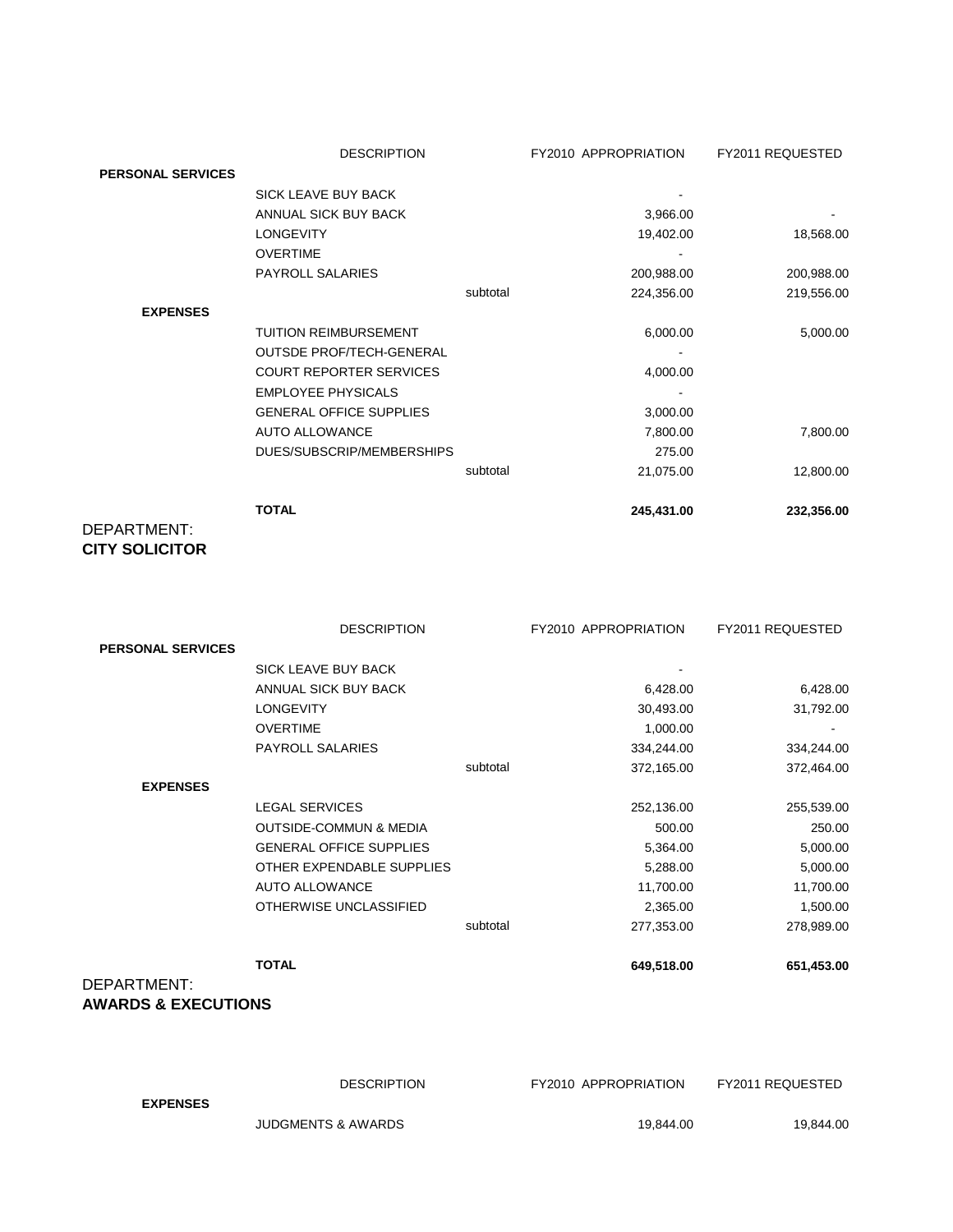| | DESCRIPTION | | FY2010 APPROPRIATION | FY2011 REQUESTED |
|---|---|---|---|---|
| **PERSONAL SERVICES** | | | | |
| | SICK LEAVE BUY BACK | | - | |
| | ANNUAL SICK BUY BACK | | 3,966.00 | - |
| | LONGEVITY | | 19,402.00 | 18,568.00 |
| | OVERTIME | | - | |
| | PAYROLL SALARIES | | 200,988.00 | 200,988.00 |
| | | subtotal | 224,356.00 | 219,556.00 |
| **EXPENSES** | | | | |
| | TUITION REIMBURSEMENT | | 6,000.00 | 5,000.00 |
| | OUTSDE PROF/TECH-GENERAL | | - | |
| | COURT REPORTER SERVICES | | 4,000.00 | |
| | EMPLOYEE PHYSICALS | | - | |
| | GENERAL OFFICE SUPPLIES | | 3,000.00 | |
| | AUTO ALLOWANCE | | 7,800.00 | 7,800.00 |
| | DUES/SUBSCRIP/MEMBERSHIPS | | 275.00 | |
| | | subtotal | 21,075.00 | 12,800.00 |
| | **TOTAL** | | **245,431.00** | **232,356.00** |

DEPARTMENT:
**CITY SOLICITOR**

| | DESCRIPTION | | FY2010 APPROPRIATION | FY2011 REQUESTED |
|---|---|---|---|---|
| **PERSONAL SERVICES** | | | | |
| | SICK LEAVE BUY BACK | | - | |
| | ANNUAL SICK BUY BACK | | 6,428.00 | 6,428.00 |
| | LONGEVITY | | 30,493.00 | 31,792.00 |
| | OVERTIME | | 1,000.00 | - |
| | PAYROLL SALARIES | | 334,244.00 | 334,244.00 |
| | | subtotal | 372,165.00 | 372,464.00 |
| **EXPENSES** | | | | |
| | LEGAL SERVICES | | 252,136.00 | 255,539.00 |
| | OUTSIDE-COMMUN & MEDIA | | 500.00 | 250.00 |
| | GENERAL OFFICE SUPPLIES | | 5,364.00 | 5,000.00 |
| | OTHER EXPENDABLE SUPPLIES | | 5,288.00 | 5,000.00 |
| | AUTO ALLOWANCE | | 11,700.00 | 11,700.00 |
| | OTHERWISE UNCLASSIFIED | | 2,365.00 | 1,500.00 |
| | | subtotal | 277,353.00 | 278,989.00 |
| | **TOTAL** | | **649,518.00** | **651,453.00** |

DEPARTMENT:
**AWARDS & EXECUTIONS**

| | DESCRIPTION | FY2010 APPROPRIATION | FY2011 REQUESTED |
|---|---|---|---|
| **EXPENSES** | | | |
| | JUDGMENTS & AWARDS | 19,844.00 | 19,844.00 |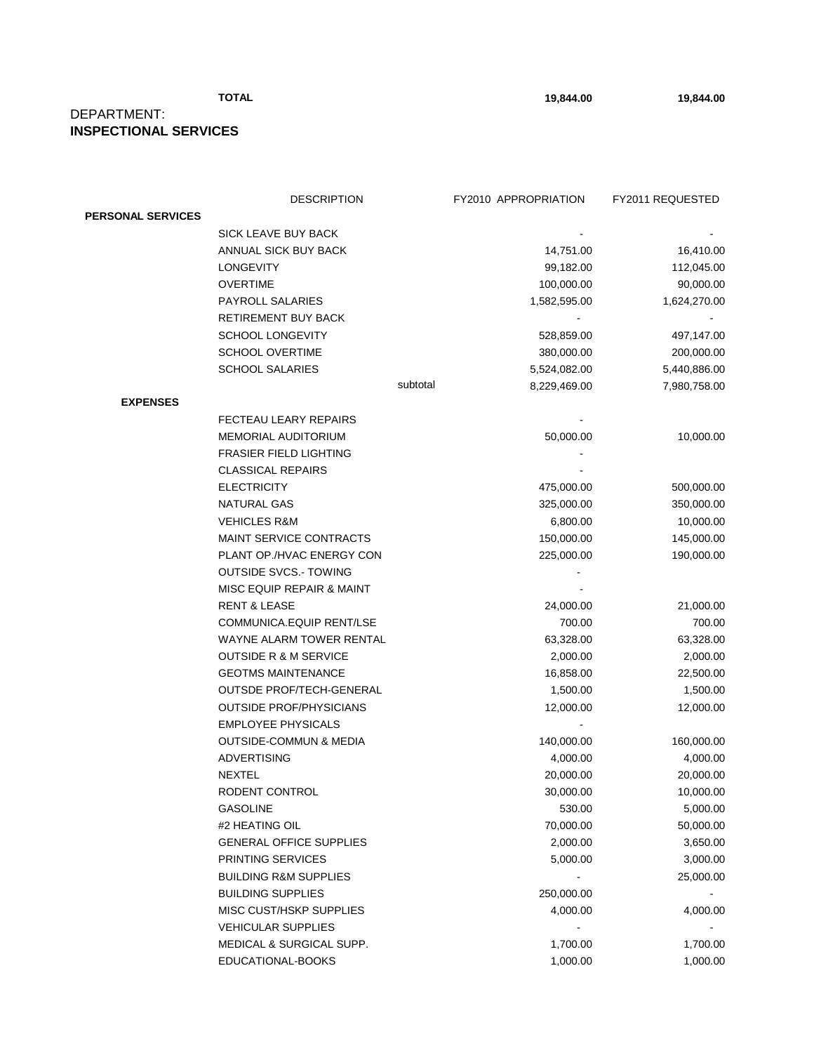| | | | |
|---|---|---|---|
| | **TOTAL** | **19,844.00** | **19,844.00** |

DEPARTMENT:
**INSPECTIONAL SERVICES**

| | DESCRIPTION | FY2010 APPROPRIATION | FY2011 REQUESTED |
|---|---|---|---|
| **PERSONAL SERVICES** | | | |
| | SICK LEAVE BUY BACK | - | - |
| | ANNUAL SICK BUY BACK | 14,751.00 | 16,410.00 |
| | LONGEVITY | 99,182.00 | 112,045.00 |
| | OVERTIME | 100,000.00 | 90,000.00 |
| | PAYROLL SALARIES | 1,582,595.00 | 1,624,270.00 |
| | RETIREMENT BUY BACK | - | - |
| | SCHOOL LONGEVITY | 528,859.00 | 497,147.00 |
| | SCHOOL OVERTIME | 380,000.00 | 200,000.00 |
| | SCHOOL SALARIES | 5,524,082.00 | 5,440,886.00 |
| | subtotal | 8,229,469.00 | 7,980,758.00 |
| **EXPENSES** | | | |
| | FECTEAU LEARY REPAIRS | - | |
| | MEMORIAL AUDITORIUM | 50,000.00 | 10,000.00 |
| | FRASIER FIELD LIGHTING | - | |
| | CLASSICAL REPAIRS | - | |
| | ELECTRICITY | 475,000.00 | 500,000.00 |
| | NATURAL GAS | 325,000.00 | 350,000.00 |
| | VEHICLES R&M | 6,800.00 | 10,000.00 |
| | MAINT SERVICE CONTRACTS | 150,000.00 | 145,000.00 |
| | PLANT OP./HVAC ENERGY CON | 225,000.00 | 190,000.00 |
| | OUTSIDE SVCS.- TOWING | - | |
| | MISC EQUIP REPAIR & MAINT | - | |
| | RENT & LEASE | 24,000.00 | 21,000.00 |
| | COMMUNICA.EQUIP RENT/LSE | 700.00 | 700.00 |
| | WAYNE ALARM TOWER RENTAL | 63,328.00 | 63,328.00 |
| | OUTSIDE R & M SERVICE | 2,000.00 | 2,000.00 |
| | GEOTMS MAINTENANCE | 16,858.00 | 22,500.00 |
| | OUTSDE PROF/TECH-GENERAL | 1,500.00 | 1,500.00 |
| | OUTSIDE PROF/PHYSICIANS | 12,000.00 | 12,000.00 |
| | EMPLOYEE PHYSICALS | - | |
| | OUTSIDE-COMMUN & MEDIA | 140,000.00 | 160,000.00 |
| | ADVERTISING | 4,000.00 | 4,000.00 |
| | NEXTEL | 20,000.00 | 20,000.00 |
| | RODENT CONTROL | 30,000.00 | 10,000.00 |
| | GASOLINE | 530.00 | 5,000.00 |
| | #2 HEATING OIL | 70,000.00 | 50,000.00 |
| | GENERAL OFFICE SUPPLIES | 2,000.00 | 3,650.00 |
| | PRINTING SERVICES | 5,000.00 | 3,000.00 |
| | BUILDING R&M SUPPLIES | - | 25,000.00 |
| | BUILDING SUPPLIES | 250,000.00 | - |
| | MISC CUST/HSKP SUPPLIES | 4,000.00 | 4,000.00 |
| | VEHICULAR SUPPLIES | - | - |
| | MEDICAL & SURGICAL SUPP. | 1,700.00 | 1,700.00 |
| | EDUCATIONAL-BOOKS | 1,000.00 | 1,000.00 |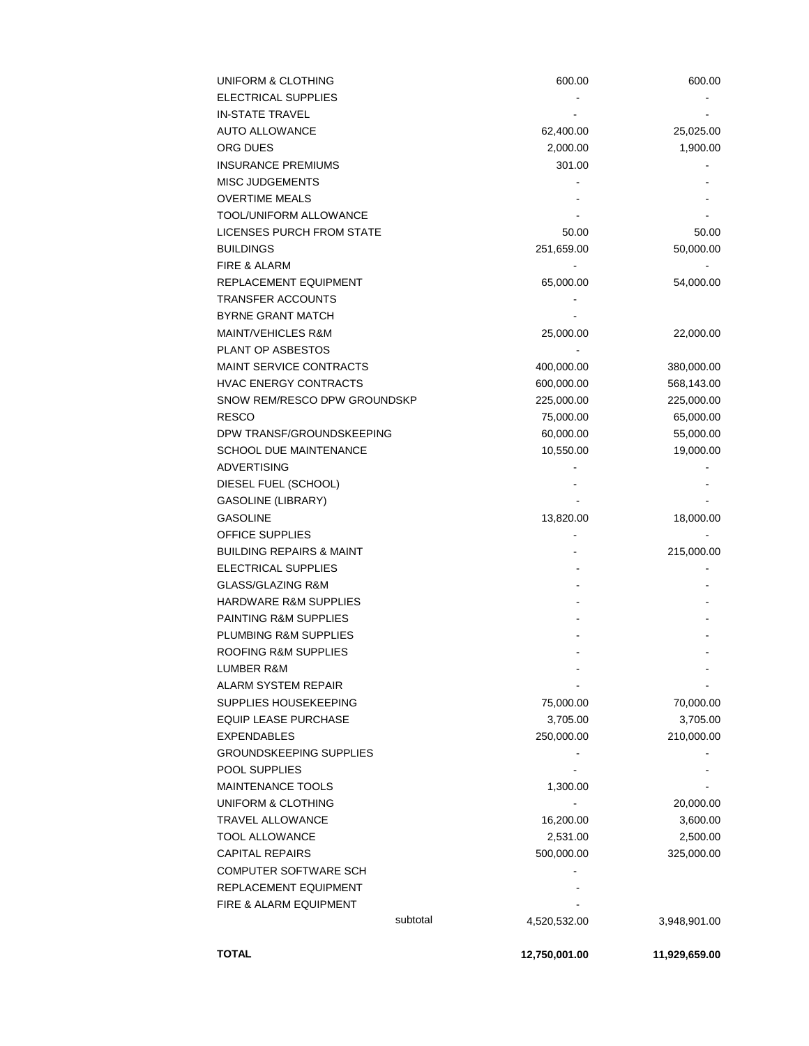| | | |
|---|---|---|
| UNIFORM & CLOTHING | 600.00 | 600.00 |
| ELECTRICAL SUPPLIES | - | - |
| IN-STATE TRAVEL | - | - |
| AUTO ALLOWANCE | 62,400.00 | 25,025.00 |
| ORG DUES | 2,000.00 | 1,900.00 |
| INSURANCE PREMIUMS | 301.00 | - |
| MISC JUDGEMENTS | - | - |
| OVERTIME MEALS | - | - |
| TOOL/UNIFORM ALLOWANCE | - | - |
| LICENSES PURCH FROM STATE | 50.00 | 50.00 |
| BUILDINGS | 251,659.00 | 50,000.00 |
| FIRE & ALARM | - | - |
| REPLACEMENT EQUIPMENT | 65,000.00 | 54,000.00 |
| TRANSFER ACCOUNTS | - | |
| BYRNE GRANT MATCH | - | |
| MAINT/VEHICLES R&M | 25,000.00 | 22,000.00 |
| PLANT OP ASBESTOS | - | |
| MAINT SERVICE CONTRACTS | 400,000.00 | 380,000.00 |
| HVAC ENERGY CONTRACTS | 600,000.00 | 568,143.00 |
| SNOW REM/RESCO DPW GROUNDSKP | 225,000.00 | 225,000.00 |
| RESCO | 75,000.00 | 65,000.00 |
| DPW TRANSF/GROUNDSKEEPING | 60,000.00 | 55,000.00 |
| SCHOOL DUE MAINTENANCE | 10,550.00 | 19,000.00 |
| ADVERTISING | - | - |
| DIESEL FUEL (SCHOOL) | - | - |
| GASOLINE (LIBRARY) | - | - |
| GASOLINE | 13,820.00 | 18,000.00 |
| OFFICE SUPPLIES | - | - |
| BUILDING REPAIRS & MAINT | - | 215,000.00 |
| ELECTRICAL SUPPLIES | - | - |
| GLASS/GLAZING R&M | - | - |
| HARDWARE R&M SUPPLIES | - | - |
| PAINTING R&M SUPPLIES | - | - |
| PLUMBING R&M SUPPLIES | - | - |
| ROOFING R&M SUPPLIES | - | - |
| LUMBER R&M | - | - |
| ALARM SYSTEM REPAIR | - | - |
| SUPPLIES HOUSEKEEPING | 75,000.00 | 70,000.00 |
| EQUIP LEASE PURCHASE | 3,705.00 | 3,705.00 |
| EXPENDABLES | 250,000.00 | 210,000.00 |
| GROUNDSKEEPING SUPPLIES | - | - |
| POOL SUPPLIES | - | - |
| MAINTENANCE TOOLS | 1,300.00 | - |
| UNIFORM & CLOTHING | - | 20,000.00 |
| TRAVEL ALLOWANCE | 16,200.00 | 3,600.00 |
| TOOL ALLOWANCE | 2,531.00 | 2,500.00 |
| CAPITAL REPAIRS | 500,000.00 | 325,000.00 |
| COMPUTER SOFTWARE SCH | - | |
| REPLACEMENT EQUIPMENT | - | |
| FIRE & ALARM EQUIPMENT | - | |
| subtotal | 4,520,532.00 | 3,948,901.00 |
| **TOTAL** | **12,750,001.00** | **11,929,659.00** |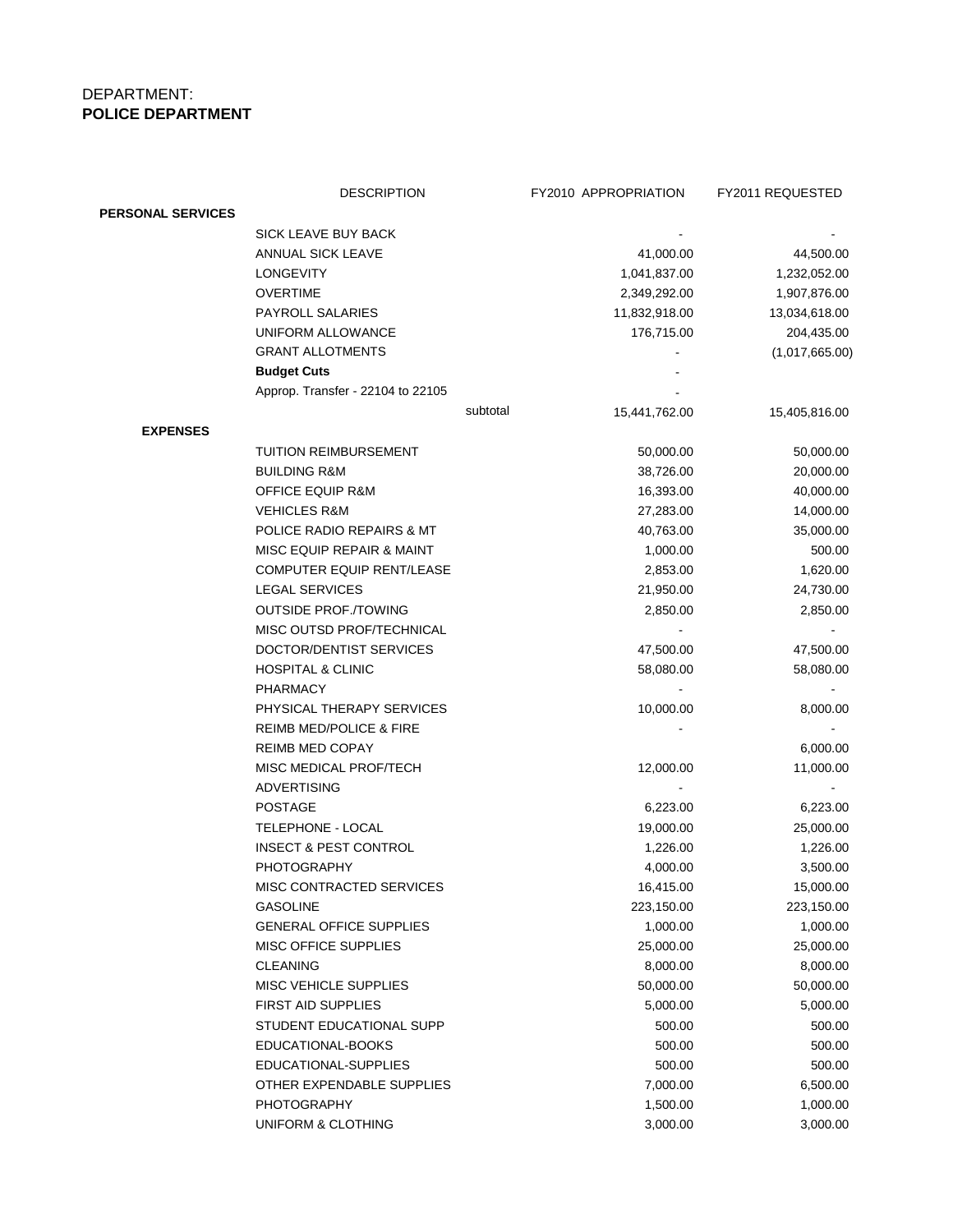DEPARTMENT:
**POLICE DEPARTMENT**

| | DESCRIPTION | | FY2010 APPROPRIATION | FY2011 REQUESTED |
|---|---|---|---|---|
| **PERSONAL SERVICES** | | | | |
| | SICK LEAVE BUY BACK | | - | - |
| | ANNUAL SICK LEAVE | | 41,000.00 | 44,500.00 |
| | LONGEVITY | | 1,041,837.00 | 1,232,052.00 |
| | OVERTIME | | 2,349,292.00 | 1,907,876.00 |
| | PAYROLL SALARIES | | 11,832,918.00 | 13,034,618.00 |
| | UNIFORM ALLOWANCE | | 176,715.00 | 204,435.00 |
| | GRANT ALLOTMENTS | | - | (1,017,665.00) |
| | **Budget Cuts** | | - | |
| | Approp. Transfer - 22104 to 22105 | | - | |
| | | subtotal | 15,441,762.00 | 15,405,816.00 |
| **EXPENSES** | | | | |
| | TUITION REIMBURSEMENT | | 50,000.00 | 50,000.00 |
| | BUILDING R&M | | 38,726.00 | 20,000.00 |
| | OFFICE EQUIP R&M | | 16,393.00 | 40,000.00 |
| | VEHICLES R&M | | 27,283.00 | 14,000.00 |
| | POLICE RADIO REPAIRS & MT | | 40,763.00 | 35,000.00 |
| | MISC EQUIP REPAIR & MAINT | | 1,000.00 | 500.00 |
| | COMPUTER EQUIP RENT/LEASE | | 2,853.00 | 1,620.00 |
| | LEGAL SERVICES | | 21,950.00 | 24,730.00 |
| | OUTSIDE PROF./TOWING | | 2,850.00 | 2,850.00 |
| | MISC OUTSD PROF/TECHNICAL | | - | - |
| | DOCTOR/DENTIST SERVICES | | 47,500.00 | 47,500.00 |
| | HOSPITAL & CLINIC | | 58,080.00 | 58,080.00 |
| | PHARMACY | | - | - |
| | PHYSICAL THERAPY SERVICES | | 10,000.00 | 8,000.00 |
| | REIMB MED/POLICE & FIRE | | - | - |
| | REIMB MED COPAY | | | 6,000.00 |
| | MISC MEDICAL PROF/TECH | | 12,000.00 | 11,000.00 |
| | ADVERTISING | | - | - |
| | POSTAGE | | 6,223.00 | 6,223.00 |
| | TELEPHONE - LOCAL | | 19,000.00 | 25,000.00 |
| | INSECT & PEST CONTROL | | 1,226.00 | 1,226.00 |
| | PHOTOGRAPHY | | 4,000.00 | 3,500.00 |
| | MISC CONTRACTED SERVICES | | 16,415.00 | 15,000.00 |
| | GASOLINE | | 223,150.00 | 223,150.00 |
| | GENERAL OFFICE SUPPLIES | | 1,000.00 | 1,000.00 |
| | MISC OFFICE SUPPLIES | | 25,000.00 | 25,000.00 |
| | CLEANING | | 8,000.00 | 8,000.00 |
| | MISC VEHICLE SUPPLIES | | 50,000.00 | 50,000.00 |
| | FIRST AID SUPPLIES | | 5,000.00 | 5,000.00 |
| | STUDENT EDUCATIONAL SUPP | | 500.00 | 500.00 |
| | EDUCATIONAL-BOOKS | | 500.00 | 500.00 |
| | EDUCATIONAL-SUPPLIES | | 500.00 | 500.00 |
| | OTHER EXPENDABLE SUPPLIES | | 7,000.00 | 6,500.00 |
| | PHOTOGRAPHY | | 1,500.00 | 1,000.00 |
| | UNIFORM & CLOTHING | | 3,000.00 | 3,000.00 |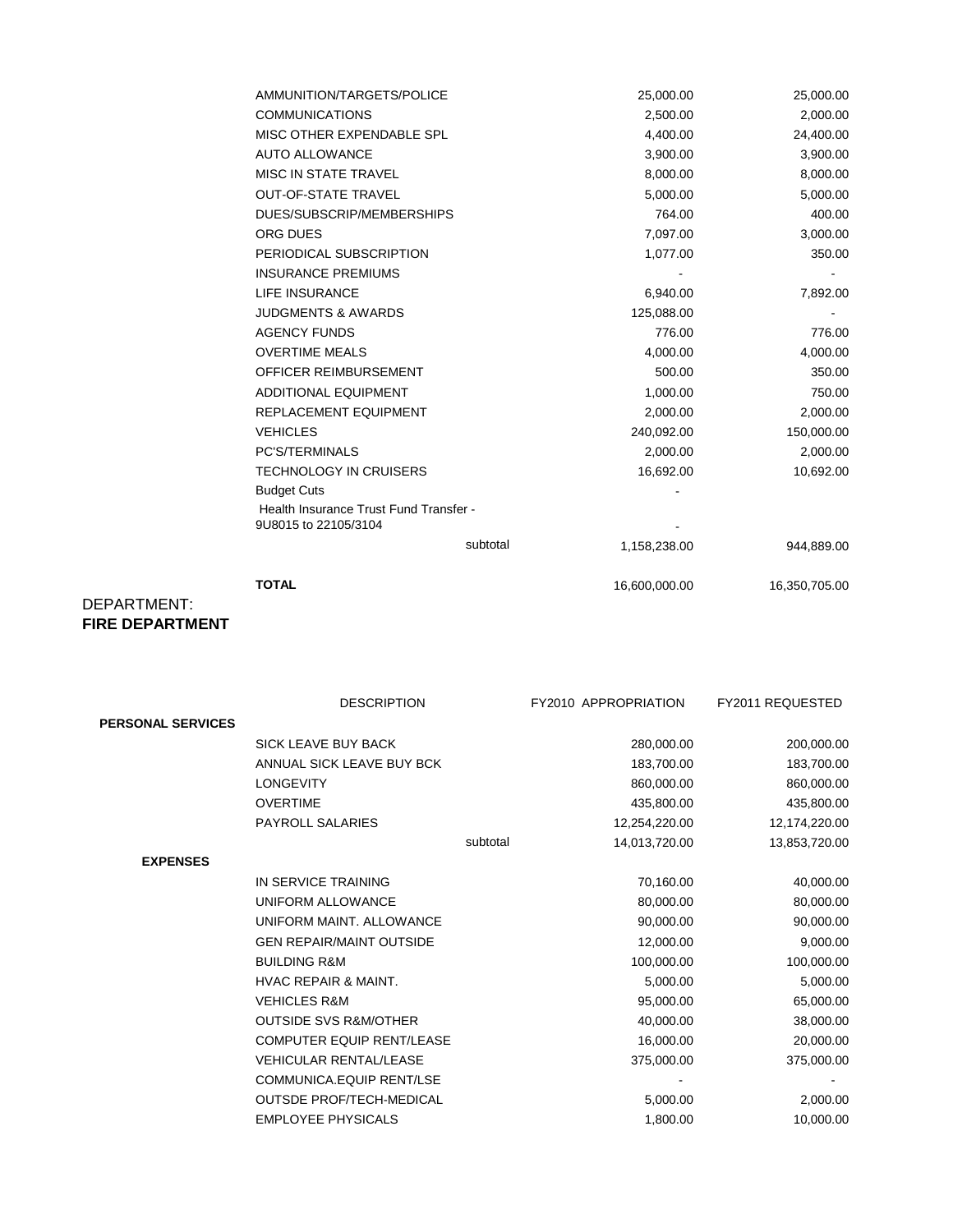| | | | |
|---|---|---|---|
| | AMMUNITION/TARGETS/POLICE | 25,000.00 | 25,000.00 |
| | COMMUNICATIONS | 2,500.00 | 2,000.00 |
| | MISC OTHER EXPENDABLE SPL | 4,400.00 | 24,400.00 |
| | AUTO ALLOWANCE | 3,900.00 | 3,900.00 |
| | MISC IN STATE TRAVEL | 8,000.00 | 8,000.00 |
| | OUT-OF-STATE TRAVEL | 5,000.00 | 5,000.00 |
| | DUES/SUBSCRIP/MEMBERSHIPS | 764.00 | 400.00 |
| | ORG DUES | 7,097.00 | 3,000.00 |
| | PERIODICAL SUBSCRIPTION | 1,077.00 | 350.00 |
| | INSURANCE PREMIUMS | - | - |
| | LIFE INSURANCE | 6,940.00 | 7,892.00 |
| | JUDGMENTS & AWARDS | 125,088.00 | - |
| | AGENCY FUNDS | 776.00 | 776.00 |
| | OVERTIME MEALS | 4,000.00 | 4,000.00 |
| | OFFICER REIMBURSEMENT | 500.00 | 350.00 |
| | ADDITIONAL EQUIPMENT | 1,000.00 | 750.00 |
| | REPLACEMENT EQUIPMENT | 2,000.00 | 2,000.00 |
| | VEHICLES | 240,092.00 | 150,000.00 |
| | PC'S/TERMINALS | 2,000.00 | 2,000.00 |
| | TECHNOLOGY IN CRUISERS | 16,692.00 | 10,692.00 |
| | Budget Cuts | - | |
| | Health Insurance Trust Fund Transfer - 9U8015 to 22105/3104 | - | |
| | subtotal | 1,158,238.00 | 944,889.00 |
| | **TOTAL** | 16,600,000.00 | 16,350,705.00 |

DEPARTMENT:
**FIRE DEPARTMENT**

| | DESCRIPTION | FY2010 APPROPRIATION | FY2011 REQUESTED |
|---|---|---|---|
| **PERSONAL SERVICES** | | | |
| | SICK LEAVE BUY BACK | 280,000.00 | 200,000.00 |
| | ANNUAL SICK LEAVE BUY BCK | 183,700.00 | 183,700.00 |
| | LONGEVITY | 860,000.00 | 860,000.00 |
| | OVERTIME | 435,800.00 | 435,800.00 |
| | PAYROLL SALARIES | 12,254,220.00 | 12,174,220.00 |
| | subtotal | 14,013,720.00 | 13,853,720.00 |
| **EXPENSES** | | | |
| | IN SERVICE TRAINING | 70,160.00 | 40,000.00 |
| | UNIFORM ALLOWANCE | 80,000.00 | 80,000.00 |
| | UNIFORM MAINT. ALLOWANCE | 90,000.00 | 90,000.00 |
| | GEN REPAIR/MAINT OUTSIDE | 12,000.00 | 9,000.00 |
| | BUILDING R&M | 100,000.00 | 100,000.00 |
| | HVAC REPAIR & MAINT. | 5,000.00 | 5,000.00 |
| | VEHICLES R&M | 95,000.00 | 65,000.00 |
| | OUTSIDE SVS R&M/OTHER | 40,000.00 | 38,000.00 |
| | COMPUTER EQUIP RENT/LEASE | 16,000.00 | 20,000.00 |
| | VEHICULAR RENTAL/LEASE | 375,000.00 | 375,000.00 |
| | COMMUNICA.EQUIP RENT/LSE | - | - |
| | OUTSDE PROF/TECH-MEDICAL | 5,000.00 | 2,000.00 |
| | EMPLOYEE PHYSICALS | 1,800.00 | 10,000.00 |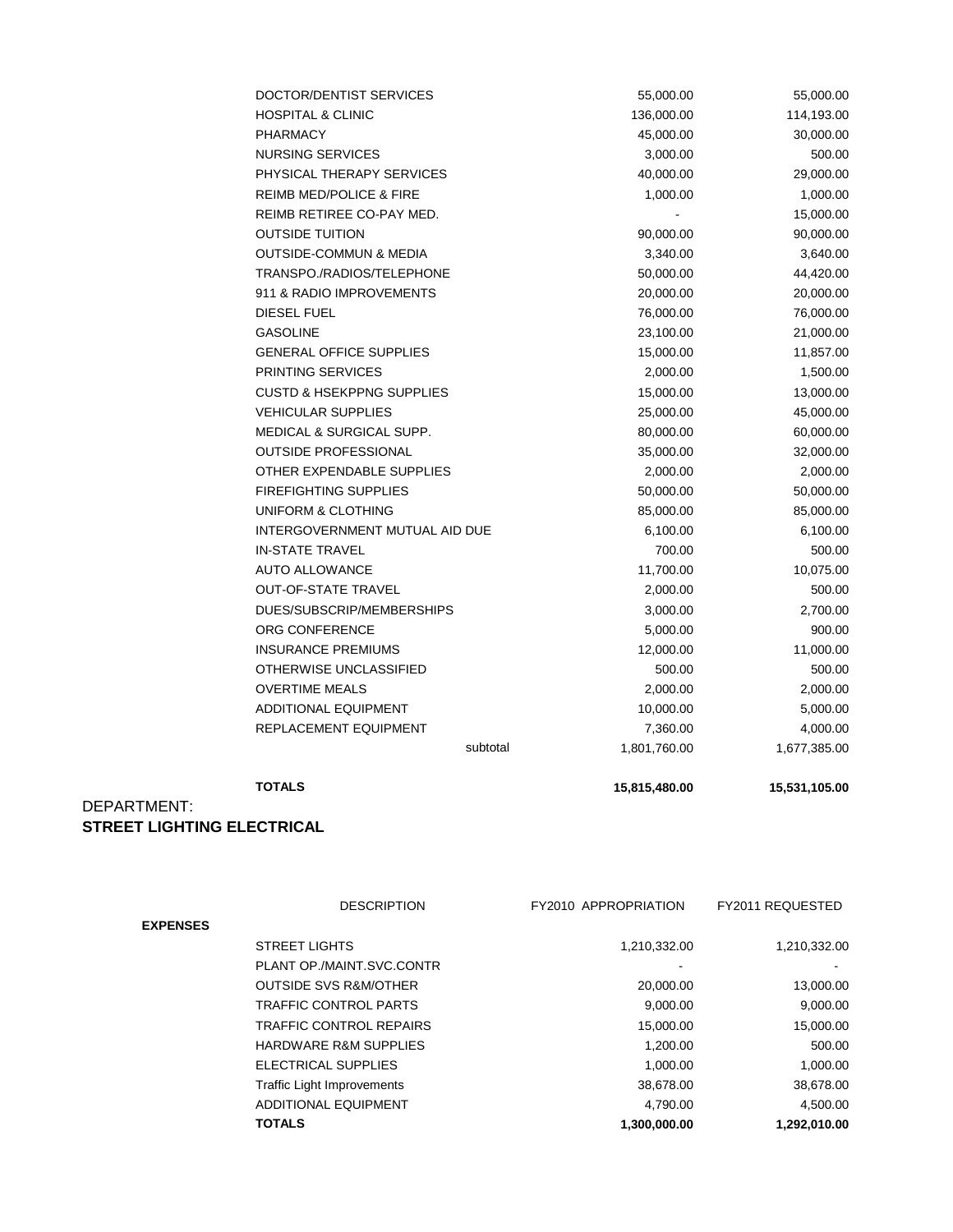| | | |
|---|---|---|
| DOCTOR/DENTIST SERVICES | 55,000.00 | 55,000.00 |
| HOSPITAL & CLINIC | 136,000.00 | 114,193.00 |
| PHARMACY | 45,000.00 | 30,000.00 |
| NURSING SERVICES | 3,000.00 | 500.00 |
| PHYSICAL THERAPY SERVICES | 40,000.00 | 29,000.00 |
| REIMB MED/POLICE & FIRE | 1,000.00 | 1,000.00 |
| REIMB RETIREE CO-PAY MED. | - | 15,000.00 |
| OUTSIDE TUITION | 90,000.00 | 90,000.00 |
| OUTSIDE-COMMUN & MEDIA | 3,340.00 | 3,640.00 |
| TRANSPO./RADIOS/TELEPHONE | 50,000.00 | 44,420.00 |
| 911 & RADIO IMPROVEMENTS | 20,000.00 | 20,000.00 |
| DIESEL FUEL | 76,000.00 | 76,000.00 |
| GASOLINE | 23,100.00 | 21,000.00 |
| GENERAL OFFICE SUPPLIES | 15,000.00 | 11,857.00 |
| PRINTING SERVICES | 2,000.00 | 1,500.00 |
| CUSTD & HSEKPPNG SUPPLIES | 15,000.00 | 13,000.00 |
| VEHICULAR SUPPLIES | 25,000.00 | 45,000.00 |
| MEDICAL & SURGICAL SUPP. | 80,000.00 | 60,000.00 |
| OUTSIDE PROFESSIONAL | 35,000.00 | 32,000.00 |
| OTHER EXPENDABLE SUPPLIES | 2,000.00 | 2,000.00 |
| FIREFIGHTING SUPPLIES | 50,000.00 | 50,000.00 |
| UNIFORM & CLOTHING | 85,000.00 | 85,000.00 |
| INTERGOVERNMENT MUTUAL AID DUE | 6,100.00 | 6,100.00 |
| IN-STATE TRAVEL | 700.00 | 500.00 |
| AUTO ALLOWANCE | 11,700.00 | 10,075.00 |
| OUT-OF-STATE TRAVEL | 2,000.00 | 500.00 |
| DUES/SUBSCRIP/MEMBERSHIPS | 3,000.00 | 2,700.00 |
| ORG CONFERENCE | 5,000.00 | 900.00 |
| INSURANCE PREMIUMS | 12,000.00 | 11,000.00 |
| OTHERWISE UNCLASSIFIED | 500.00 | 500.00 |
| OVERTIME MEALS | 2,000.00 | 2,000.00 |
| ADDITIONAL EQUIPMENT | 10,000.00 | 5,000.00 |
| REPLACEMENT EQUIPMENT | 7,360.00 | 4,000.00 |
| subtotal | 1,801,760.00 | 1,677,385.00 |
| **TOTALS** | **15,815,480.00** | **15,531,105.00** |

DEPARTMENT:
**STREET LIGHTING ELECTRICAL**

| | DESCRIPTION | FY2010 APPROPRIATION | FY2011 REQUESTED |
|---|---|---|---|
| **EXPENSES** | | | |
| | STREET LIGHTS | 1,210,332.00 | 1,210,332.00 |
| | PLANT OP./MAINT.SVC.CONTR | - | - |
| | OUTSIDE SVS R&M/OTHER | 20,000.00 | 13,000.00 |
| | TRAFFIC CONTROL PARTS | 9,000.00 | 9,000.00 |
| | TRAFFIC CONTROL REPAIRS | 15,000.00 | 15,000.00 |
| | HARDWARE R&M SUPPLIES | 1,200.00 | 500.00 |
| | ELECTRICAL SUPPLIES | 1,000.00 | 1,000.00 |
| | Traffic Light Improvements | 38,678.00 | 38,678.00 |
| | ADDITIONAL EQUIPMENT | 4,790.00 | 4,500.00 |
| | **TOTALS** | **1,300,000.00** | **1,292,010.00** |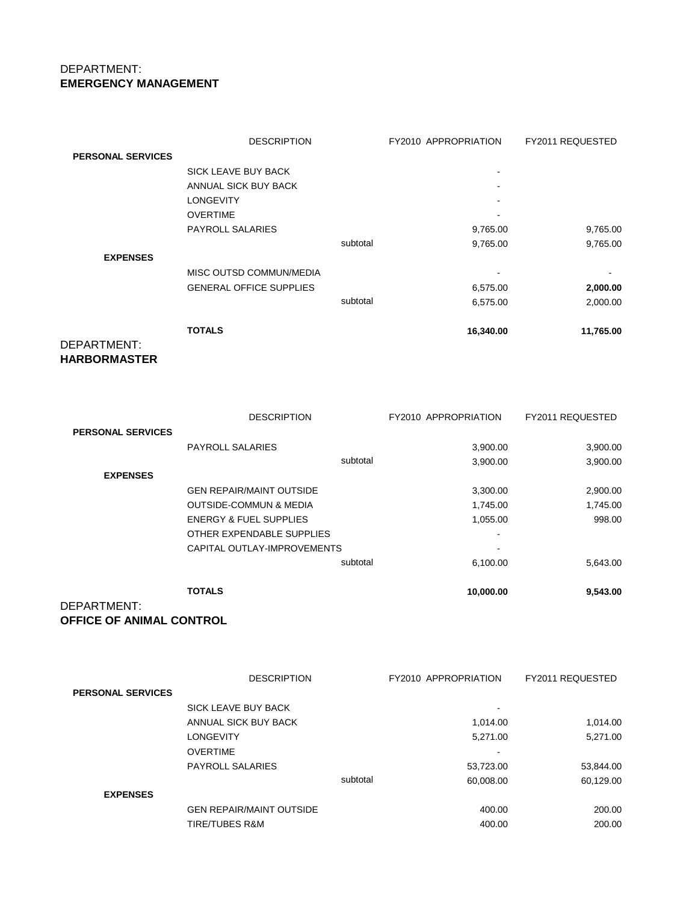DEPARTMENT:
**EMERGENCY MANAGEMENT**

| | DESCRIPTION | | FY2010 APPROPRIATION | FY2011 REQUESTED |
|---|---|---|---|---|
| **PERSONAL SERVICES** | | | | |
| | SICK LEAVE BUY BACK | | - | |
| | ANNUAL SICK BUY BACK | | - | |
| | LONGEVITY | | - | |
| | OVERTIME | | - | |
| | PAYROLL SALARIES | | 9,765.00 | 9,765.00 |
| | | subtotal | 9,765.00 | 9,765.00 |
| **EXPENSES** | | | | |
| | MISC OUTSD COMMUN/MEDIA | | - | - |
| | GENERAL OFFICE SUPPLIES | | 6,575.00 | **2,000.00** |
| | | subtotal | 6,575.00 | 2,000.00 |
| | **TOTALS** | | **16,340.00** | **11,765.00** |

DEPARTMENT:
**HARBORMASTER**

| | DESCRIPTION | | FY2010 APPROPRIATION | FY2011 REQUESTED |
|---|---|---|---|---|
| **PERSONAL SERVICES** | | | | |
| | PAYROLL SALARIES | | 3,900.00 | 3,900.00 |
| | | subtotal | 3,900.00 | 3,900.00 |
| **EXPENSES** | | | | |
| | GEN REPAIR/MAINT OUTSIDE | | 3,300.00 | 2,900.00 |
| | OUTSIDE-COMMUN & MEDIA | | 1,745.00 | 1,745.00 |
| | ENERGY & FUEL SUPPLIES | | 1,055.00 | 998.00 |
| | OTHER EXPENDABLE SUPPLIES | | - | |
| | CAPITAL OUTLAY-IMPROVEMENTS | | - | |
| | | subtotal | 6,100.00 | 5,643.00 |
| | **TOTALS** | | **10,000.00** | **9,543.00** |

DEPARTMENT:
**OFFICE OF ANIMAL CONTROL**

| | DESCRIPTION | | FY2010 APPROPRIATION | FY2011 REQUESTED |
|---|---|---|---|---|
| **PERSONAL SERVICES** | | | | |
| | SICK LEAVE BUY BACK | | - | |
| | ANNUAL SICK BUY BACK | | 1,014.00 | 1,014.00 |
| | LONGEVITY | | 5,271.00 | 5,271.00 |
| | OVERTIME | | - | |
| | PAYROLL SALARIES | | 53,723.00 | 53,844.00 |
| | | subtotal | 60,008.00 | 60,129.00 |
| **EXPENSES** | | | | |
| | GEN REPAIR/MAINT OUTSIDE | | 400.00 | 200.00 |
| | TIRE/TUBES R&M | | 400.00 | 200.00 |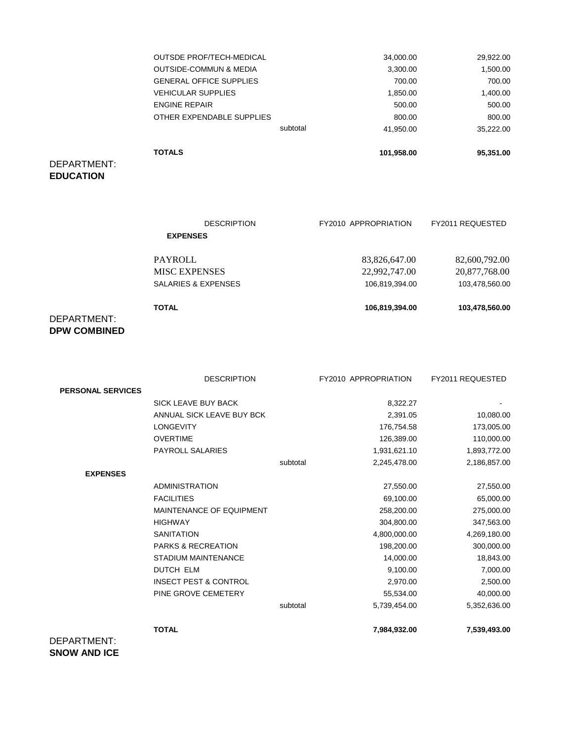| | | | |
|---|---|---|---|
| OUTSDE PROF/TECH-MEDICAL | | 34,000.00 | 29,922.00 |
| OUTSIDE-COMMUN & MEDIA | | 3,300.00 | 1,500.00 |
| GENERAL OFFICE SUPPLIES | | 700.00 | 700.00 |
| VEHICULAR SUPPLIES | | 1,850.00 | 1,400.00 |
| ENGINE REPAIR | | 500.00 | 500.00 |
| OTHER EXPENDABLE SUPPLIES | | 800.00 | 800.00 |
| | subtotal | 41,950.00 | 35,222.00 |
| **TOTALS** | | **101,958.00** | **95,351.00** |

DEPARTMENT:
**EDUCATION**

| DESCRIPTION | FY2010 APPROPRIATION | FY2011 REQUESTED |
|---|---|---|
| **EXPENSES** | | |
| PAYROLL | 83,826,647.00 | 82,600,792.00 |
| MISC EXPENSES | 22,992,747.00 | 20,877,768.00 |
| SALARIES & EXPENSES | 106,819,394.00 | 103,478,560.00 |
| **TOTAL** | **106,819,394.00** | **103,478,560.00** |

DEPARTMENT:
**DPW COMBINED**

| | DESCRIPTION | | FY2010 APPROPRIATION | FY2011 REQUESTED |
|---|---|---|---|---|
| **PERSONAL SERVICES** | | | | |
| | SICK LEAVE BUY BACK | | 8,322.27 | - |
| | ANNUAL SICK LEAVE BUY BCK | | 2,391.05 | 10,080.00 |
| | LONGEVITY | | 176,754.58 | 173,005.00 |
| | OVERTIME | | 126,389.00 | 110,000.00 |
| | PAYROLL SALARIES | | 1,931,621.10 | 1,893,772.00 |
| | | subtotal | 2,245,478.00 | 2,186,857.00 |
| **EXPENSES** | | | | |
| | ADMINISTRATION | | 27,550.00 | 27,550.00 |
| | FACILITIES | | 69,100.00 | 65,000.00 |
| | MAINTENANCE OF EQUIPMENT | | 258,200.00 | 275,000.00 |
| | HIGHWAY | | 304,800.00 | 347,563.00 |
| | SANITATION | | 4,800,000.00 | 4,269,180.00 |
| | PARKS & RECREATION | | 198,200.00 | 300,000.00 |
| | STADIUM MAINTENANCE | | 14,000.00 | 18,843.00 |
| | DUTCH ELM | | 9,100.00 | 7,000.00 |
| | INSECT PEST & CONTROL | | 2,970.00 | 2,500.00 |
| | PINE GROVE CEMETERY | | 55,534.00 | 40,000.00 |
| | | subtotal | 5,739,454.00 | 5,352,636.00 |
| | **TOTAL** | | **7,984,932.00** | **7,539,493.00** |

DEPARTMENT:
**SNOW AND ICE**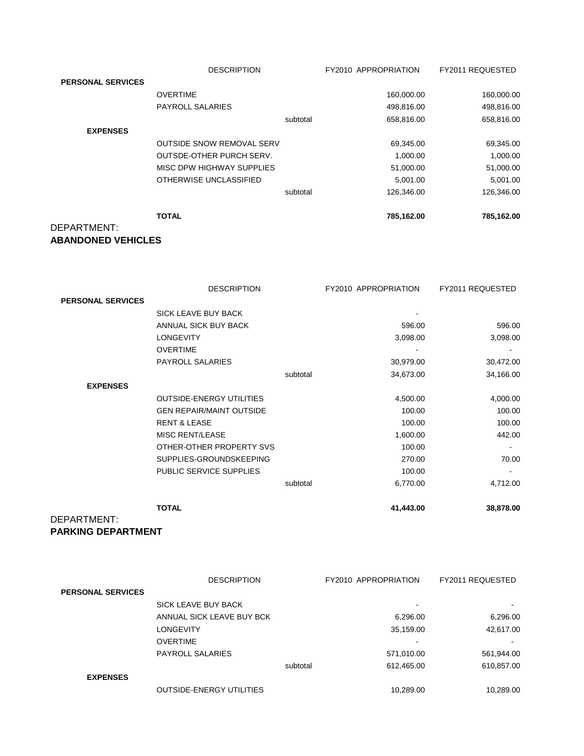| | DESCRIPTION | | FY2010 APPROPRIATION | FY2011 REQUESTED |
|---|---|---|---|---|
| **PERSONAL SERVICES** | | | | |
| | OVERTIME | | 160,000.00 | 160,000.00 |
| | PAYROLL SALARIES | | 498,816.00 | 498,816.00 |
| | | subtotal | 658,816.00 | 658,816.00 |
| **EXPENSES** | | | | |
| | OUTSIDE SNOW REMOVAL SERV | | 69,345.00 | 69,345.00 |
| | OUTSDE-OTHER PURCH SERV. | | 1,000.00 | 1,000.00 |
| | MISC DPW HIGHWAY SUPPLIES | | 51,000.00 | 51,000.00 |
| | OTHERWISE UNCLASSIFIED | | 5,001.00 | 5,001.00 |
| | | subtotal | 126,346.00 | 126,346.00 |
| | **TOTAL** | | **785,162.00** | **785,162.00** |

DEPARTMENT:

**ABANDONED VEHICLES**

| | DESCRIPTION | | FY2010 APPROPRIATION | FY2011 REQUESTED |
|---|---|---|---|---|
| **PERSONAL SERVICES** | | | | |
| | SICK LEAVE BUY BACK | | - | |
| | ANNUAL SICK BUY BACK | | 596.00 | 596.00 |
| | LONGEVITY | | 3,098.00 | 3,098.00 |
| | OVERTIME | | - | - |
| | PAYROLL SALARIES | | 30,979.00 | 30,472.00 |
| | | subtotal | 34,673.00 | 34,166.00 |
| **EXPENSES** | | | | |
| | OUTSIDE-ENERGY UTILITIES | | 4,500.00 | 4,000.00 |
| | GEN REPAIR/MAINT OUTSIDE | | 100.00 | 100.00 |
| | RENT & LEASE | | 100.00 | 100.00 |
| | MISC RENT/LEASE | | 1,600.00 | 442.00 |
| | OTHER-OTHER PROPERTY SVS | | 100.00 | - |
| | SUPPLIES-GROUNDSKEEPING | | 270.00 | 70.00 |
| | PUBLIC SERVICE SUPPLIES | | 100.00 | - |
| | | subtotal | 6,770.00 | 4,712.00 |
| | **TOTAL** | | **41,443.00** | **38,878.00** |

DEPARTMENT:

**PARKING DEPARTMENT**

| | DESCRIPTION | | FY2010 APPROPRIATION | FY2011 REQUESTED |
|---|---|---|---|---|
| **PERSONAL SERVICES** | | | | |
| | SICK LEAVE BUY BACK | | - | - |
| | ANNUAL SICK LEAVE BUY BCK | | 6,296.00 | 6,296.00 |
| | LONGEVITY | | 35,159.00 | 42,617.00 |
| | OVERTIME | | - | - |
| | PAYROLL SALARIES | | 571,010.00 | 561,944.00 |
| | | subtotal | 612,465.00 | 610,857.00 |
| **EXPENSES** | | | | |
| | OUTSIDE-ENERGY UTILITIES | | 10,289.00 | 10,289.00 |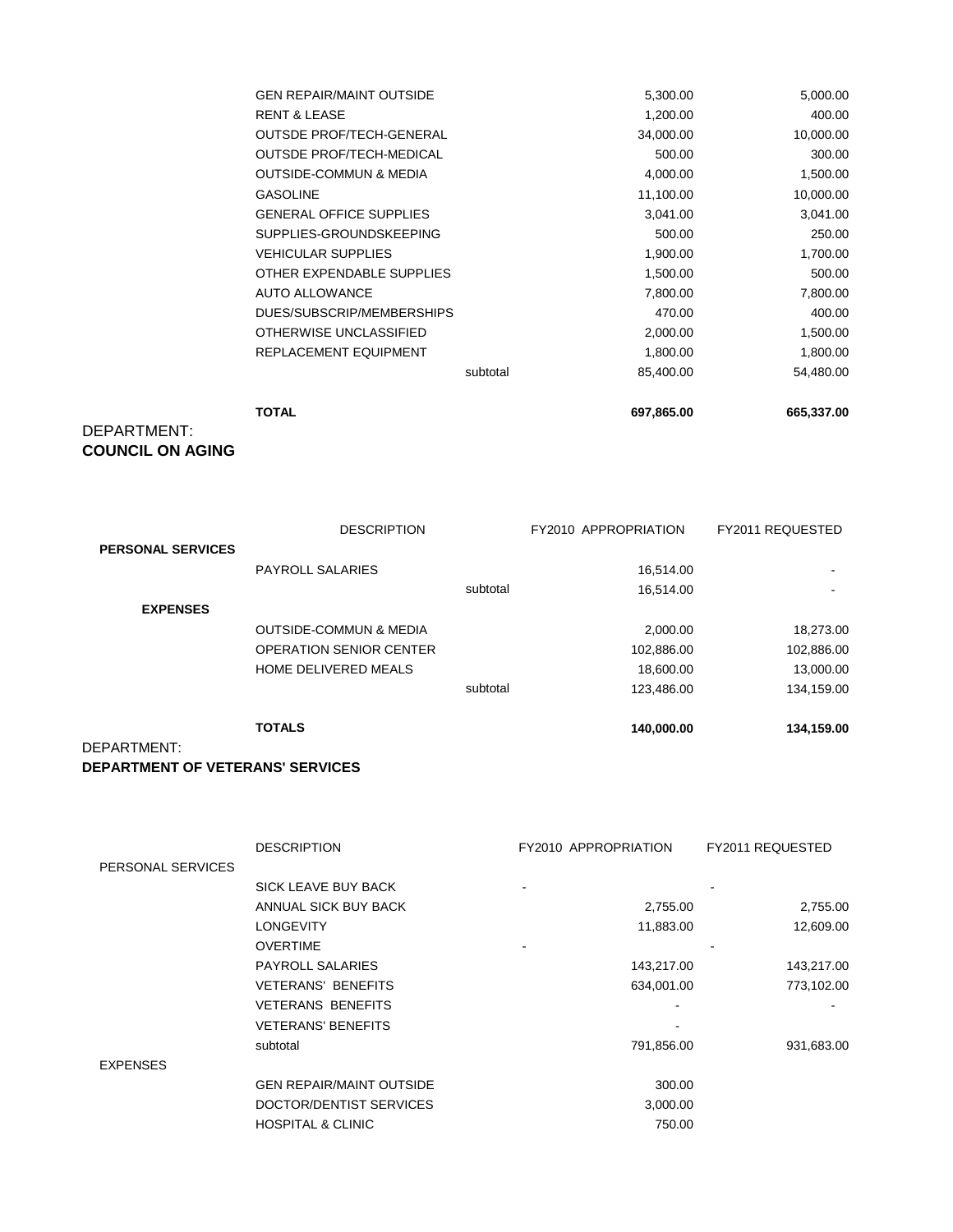| | DESCRIPTION | | FY2010 APPROPRIATION | FY2011 REQUESTED |
|---|---|---|---|---|
| | GEN REPAIR/MAINT OUTSIDE | | 5,300.00 | 5,000.00 |
| | RENT & LEASE | | 1,200.00 | 400.00 |
| | OUTSDE PROF/TECH-GENERAL | | 34,000.00 | 10,000.00 |
| | OUTSDE PROF/TECH-MEDICAL | | 500.00 | 300.00 |
| | OUTSIDE-COMMUN & MEDIA | | 4,000.00 | 1,500.00 |
| | GASOLINE | | 11,100.00 | 10,000.00 |
| | GENERAL OFFICE SUPPLIES | | 3,041.00 | 3,041.00 |
| | SUPPLIES-GROUNDSKEEPING | | 500.00 | 250.00 |
| | VEHICULAR SUPPLIES | | 1,900.00 | 1,700.00 |
| | OTHER EXPENDABLE SUPPLIES | | 1,500.00 | 500.00 |
| | AUTO ALLOWANCE | | 7,800.00 | 7,800.00 |
| | DUES/SUBSCRIP/MEMBERSHIPS | | 470.00 | 400.00 |
| | OTHERWISE UNCLASSIFIED | | 2,000.00 | 1,500.00 |
| | REPLACEMENT EQUIPMENT | | 1,800.00 | 1,800.00 |
| | | subtotal | 85,400.00 | 54,480.00 |
| | **TOTAL** | | **697,865.00** | **665,337.00** |

DEPARTMENT:
**COUNCIL ON AGING**

| | DESCRIPTION | | FY2010 APPROPRIATION | FY2011 REQUESTED |
|---|---|---|---|---|
| **PERSONAL SERVICES** | | | | |
| | PAYROLL SALARIES | | 16,514.00 | - |
| | | subtotal | 16,514.00 | - |
| **EXPENSES** | | | | |
| | OUTSIDE-COMMUN & MEDIA | | 2,000.00 | 18,273.00 |
| | OPERATION SENIOR CENTER | | 102,886.00 | 102,886.00 |
| | HOME DELIVERED MEALS | | 18,600.00 | 13,000.00 |
| | | subtotal | 123,486.00 | 134,159.00 |
| | **TOTALS** | | **140,000.00** | **134,159.00** |

DEPARTMENT:
**DEPARTMENT OF VETERANS' SERVICES**

| | DESCRIPTION | FY2010 APPROPRIATION | FY2011 REQUESTED |
|---|---|---|---|
| PERSONAL SERVICES | | | |
| | SICK LEAVE BUY BACK | - | - |
| | ANNUAL SICK BUY BACK | 2,755.00 | 2,755.00 |
| | LONGEVITY | 11,883.00 | 12,609.00 |
| | OVERTIME | - | - |
| | PAYROLL SALARIES | 143,217.00 | 143,217.00 |
| | VETERANS' BENEFITS | 634,001.00 | 773,102.00 |
| | VETERANS BENEFITS | - | - |
| | VETERANS' BENEFITS | - | |
| | subtotal | 791,856.00 | 931,683.00 |
| EXPENSES | | | |
| | GEN REPAIR/MAINT OUTSIDE | 300.00 | |
| | DOCTOR/DENTIST SERVICES | 3,000.00 | |
| | HOSPITAL & CLINIC | 750.00 | |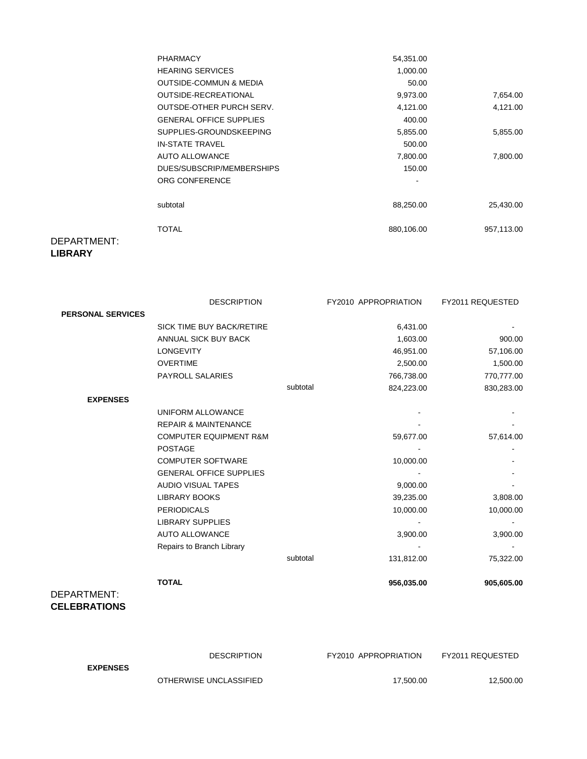| | | |
|---|---|---|
| PHARMACY | 54,351.00 | |
| HEARING SERVICES | 1,000.00 | |
| OUTSIDE-COMMUN & MEDIA | 50.00 | |
| OUTSIDE-RECREATIONAL | 9,973.00 | 7,654.00 |
| OUTSDE-OTHER PURCH SERV. | 4,121.00 | 4,121.00 |
| GENERAL OFFICE SUPPLIES | 400.00 | |
| SUPPLIES-GROUNDSKEEPING | 5,855.00 | 5,855.00 |
| IN-STATE TRAVEL | 500.00 | |
| AUTO ALLOWANCE | 7,800.00 | 7,800.00 |
| DUES/SUBSCRIP/MEMBERSHIPS | 150.00 | |
| ORG CONFERENCE | - | |
| subtotal | 88,250.00 | 25,430.00 |
| TOTAL | 880,106.00 | 957,113.00 |

DEPARTMENT:
**LIBRARY**

| | DESCRIPTION | | FY2010 APPROPRIATION | FY2011 REQUESTED |
|---|---|---|---|---|
| **PERSONAL SERVICES** | | | | |
| | SICK TIME BUY BACK/RETIRE | | 6,431.00 | - |
| | ANNUAL SICK BUY BACK | | 1,603.00 | 900.00 |
| | LONGEVITY | | 46,951.00 | 57,106.00 |
| | OVERTIME | | 2,500.00 | 1,500.00 |
| | PAYROLL SALARIES | | 766,738.00 | 770,777.00 |
| | | subtotal | 824,223.00 | 830,283.00 |
| **EXPENSES** | | | | |
| | UNIFORM ALLOWANCE | | - | - |
| | REPAIR & MAINTENANCE | | - | - |
| | COMPUTER EQUIPMENT R&M | | 59,677.00 | 57,614.00 |
| | POSTAGE | | - | - |
| | COMPUTER SOFTWARE | | 10,000.00 | - |
| | GENERAL OFFICE SUPPLIES | | - | - |
| | AUDIO VISUAL TAPES | | 9,000.00 | - |
| | LIBRARY BOOKS | | 39,235.00 | 3,808.00 |
| | PERIODICALS | | 10,000.00 | 10,000.00 |
| | LIBRARY SUPPLIES | | - | - |
| | AUTO ALLOWANCE | | 3,900.00 | 3,900.00 |
| | Repairs to Branch Library | | - | - |
| | | subtotal | 131,812.00 | 75,322.00 |
| | **TOTAL** | | **956,035.00** | **905,605.00** |

DEPARTMENT:
**CELEBRATIONS**

| | DESCRIPTION | FY2010 APPROPRIATION | FY2011 REQUESTED |
|---|---|---|---|
| **EXPENSES** | | | |
| | OTHERWISE UNCLASSIFIED | 17,500.00 | 12,500.00 |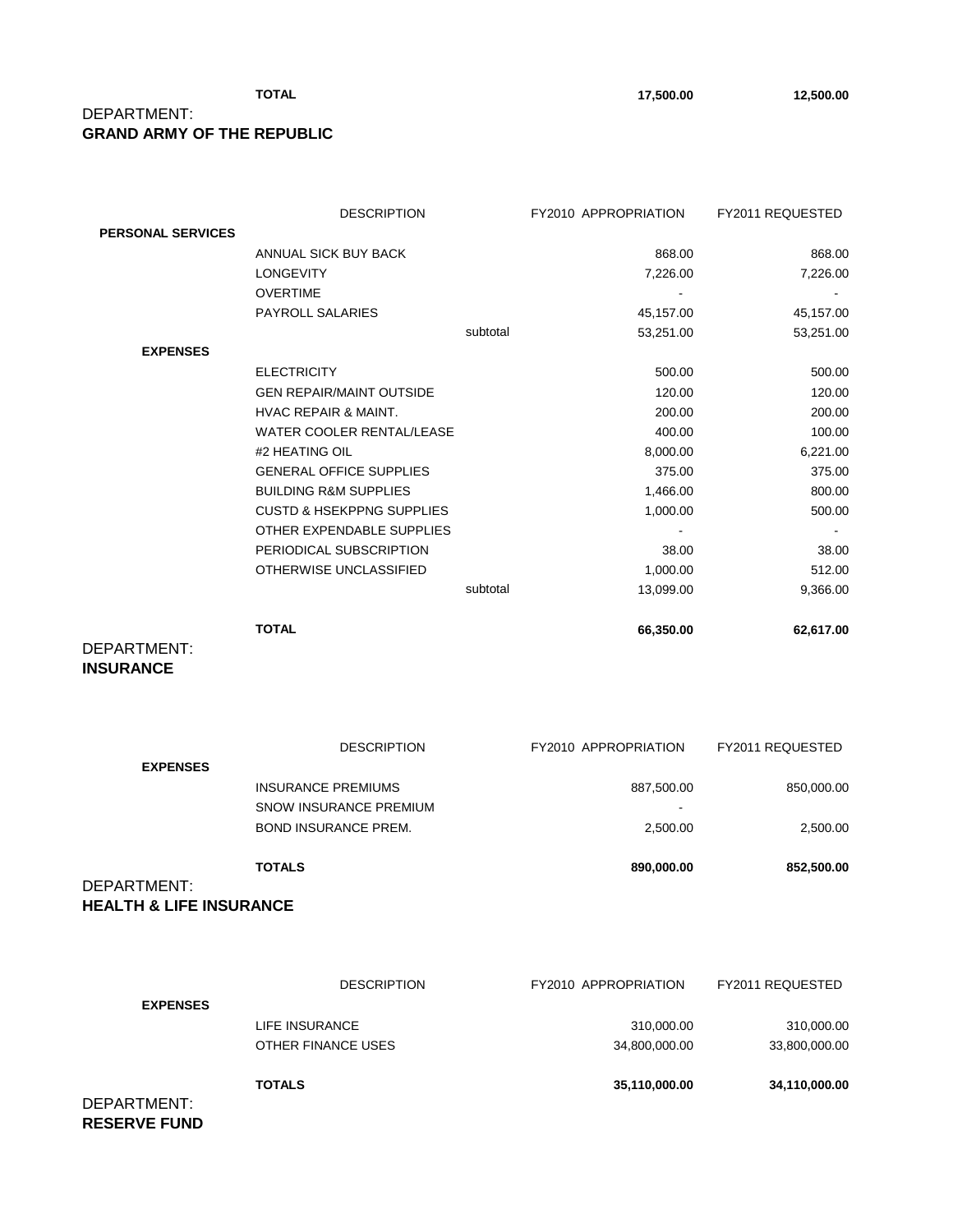| | | FY2010 APPROPRIATION | FY2011 REQUESTED |
|---|---|---|---|
| | **TOTAL** | **17,500.00** | **12,500.00** |

DEPARTMENT:
**GRAND ARMY OF THE REPUBLIC**

| | DESCRIPTION | | FY2010 APPROPRIATION | FY2011 REQUESTED |
|---|---|---|---|---|
| **PERSONAL SERVICES** | | | | |
| | ANNUAL SICK BUY BACK | | 868.00 | 868.00 |
| | LONGEVITY | | 7,226.00 | 7,226.00 |
| | OVERTIME | | - | - |
| | PAYROLL SALARIES | | 45,157.00 | 45,157.00 |
| | | subtotal | 53,251.00 | 53,251.00 |
| **EXPENSES** | | | | |
| | ELECTRICITY | | 500.00 | 500.00 |
| | GEN REPAIR/MAINT OUTSIDE | | 120.00 | 120.00 |
| | HVAC REPAIR & MAINT. | | 200.00 | 200.00 |
| | WATER COOLER RENTAL/LEASE | | 400.00 | 100.00 |
| | #2 HEATING OIL | | 8,000.00 | 6,221.00 |
| | GENERAL OFFICE SUPPLIES | | 375.00 | 375.00 |
| | BUILDING R&M SUPPLIES | | 1,466.00 | 800.00 |
| | CUSTD & HSEKPPNG SUPPLIES | | 1,000.00 | 500.00 |
| | OTHER EXPENDABLE SUPPLIES | | - | - |
| | PERIODICAL SUBSCRIPTION | | 38.00 | 38.00 |
| | OTHERWISE UNCLASSIFIED | | 1,000.00 | 512.00 |
| | | subtotal | 13,099.00 | 9,366.00 |
| | **TOTAL** | | **66,350.00** | **62,617.00** |

DEPARTMENT:
**INSURANCE**

| | DESCRIPTION | FY2010 APPROPRIATION | FY2011 REQUESTED |
|---|---|---|---|
| **EXPENSES** | | | |
| | INSURANCE PREMIUMS | 887,500.00 | 850,000.00 |
| | SNOW INSURANCE PREMIUM | - | |
| | BOND INSURANCE PREM. | 2,500.00 | 2,500.00 |
| | **TOTALS** | **890,000.00** | **852,500.00** |

DEPARTMENT:
**HEALTH & LIFE INSURANCE**

| | DESCRIPTION | FY2010 APPROPRIATION | FY2011 REQUESTED |
|---|---|---|---|
| **EXPENSES** | | | |
| | LIFE INSURANCE | 310,000.00 | 310,000.00 |
| | OTHER FINANCE USES | 34,800,000.00 | 33,800,000.00 |
| | **TOTALS** | **35,110,000.00** | **34,110,000.00** |

DEPARTMENT:
**RESERVE FUND**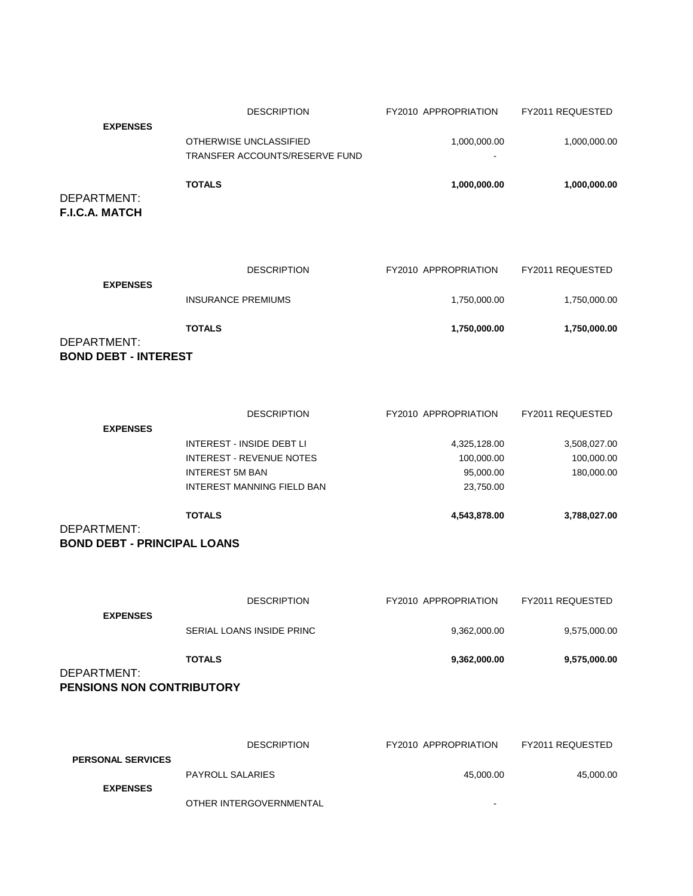| | DESCRIPTION | FY2010 APPROPRIATION | FY2011 REQUESTED |
|---|---|---|---|
| **EXPENSES** | | | |
| | OTHERWISE UNCLASSIFIED | 1,000,000.00 | 1,000,000.00 |
| | TRANSFER ACCOUNTS/RESERVE FUND | - | |
| | **TOTALS** | **1,000,000.00** | **1,000,000.00** |

DEPARTMENT:
**F.I.C.A. MATCH**

| | DESCRIPTION | FY2010 APPROPRIATION | FY2011 REQUESTED |
|---|---|---|---|
| **EXPENSES** | | | |
| | INSURANCE PREMIUMS | 1,750,000.00 | 1,750,000.00 |
| | **TOTALS** | **1,750,000.00** | **1,750,000.00** |

DEPARTMENT:
**BOND DEBT - INTEREST**

| | DESCRIPTION | FY2010 APPROPRIATION | FY2011 REQUESTED |
|---|---|---|---|
| **EXPENSES** | | | |
| | INTEREST - INSIDE DEBT LI | 4,325,128.00 | 3,508,027.00 |
| | INTEREST - REVENUE NOTES | 100,000.00 | 100,000.00 |
| | INTEREST 5M BAN | 95,000.00 | 180,000.00 |
| | INTEREST MANNING FIELD BAN | 23,750.00 | |
| | **TOTALS** | **4,543,878.00** | **3,788,027.00** |

DEPARTMENT:
**BOND DEBT - PRINCIPAL LOANS**

| | DESCRIPTION | FY2010 APPROPRIATION | FY2011 REQUESTED |
|---|---|---|---|
| **EXPENSES** | | | |
| | SERIAL LOANS INSIDE PRINC | 9,362,000.00 | 9,575,000.00 |
| | **TOTALS** | **9,362,000.00** | **9,575,000.00** |

DEPARTMENT:
**PENSIONS NON CONTRIBUTORY**

| | DESCRIPTION | FY2010 APPROPRIATION | FY2011 REQUESTED |
|---|---|---|---|
| **PERSONAL SERVICES** | | | |
| | PAYROLL SALARIES | 45,000.00 | 45,000.00 |
| **EXPENSES** | | | |
| | OTHER INTERGOVERNMENTAL | - | |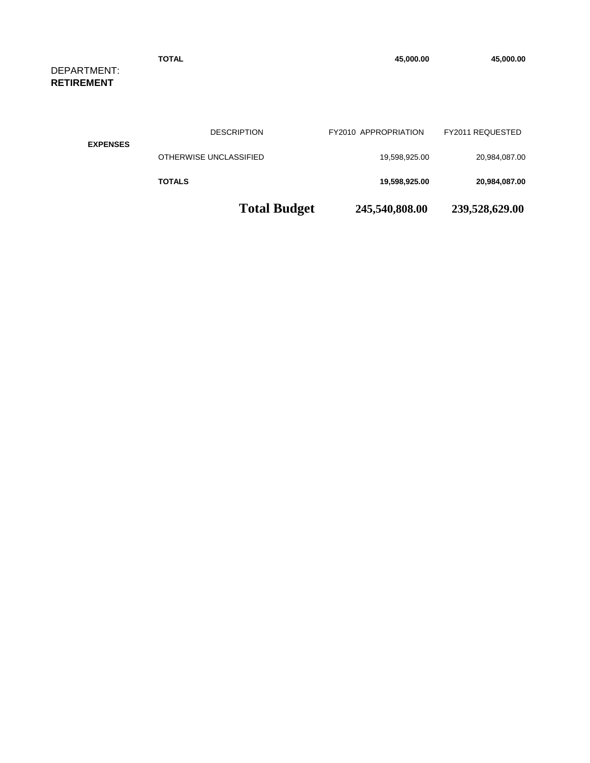| | | | |
|---|---|---|---|
| | **TOTAL** | **45,000.00** | **45,000.00** |

DEPARTMENT:
**RETIREMENT**

| | DESCRIPTION | FY2010 APPROPRIATION | FY2011 REQUESTED |
|---|---|---|---|
| **EXPENSES** | | | |
| | OTHERWISE UNCLASSIFIED | 19,598,925.00 | 20,984,087.00 |
| | **TOTALS** | **19,598,925.00** | **20,984,087.00** |
| | **Total Budget** | **245,540,808.00** | **239,528,629.00** |